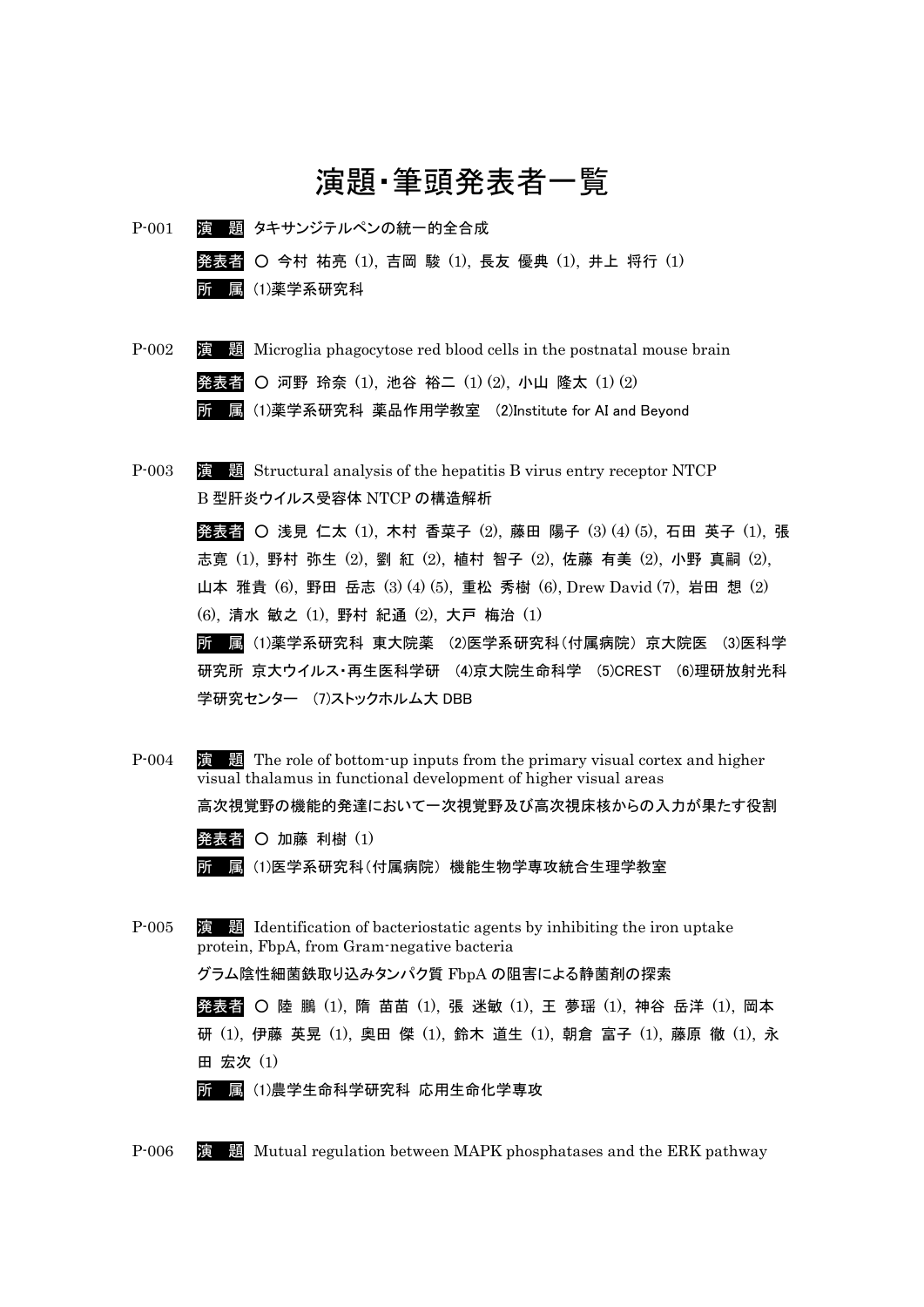# 演題・筆頭発表者一覧

P-001 演 題 タキサンジテルペンの統一的全合成

発表者 ○ 今村 祐亮 (1), 吉岡 駿 (1), 長友 優典 (1), 井上 将行 (1)

所 属 (1)薬学系研究科

P-002 演 題 Microglia phagocytose red blood cells in the postnatal mouse brain

発表者 ○ 河野 玲奈 (1), 池谷 裕二 (1) (2), 小山 隆太 (1) (2)

所 属 (1)薬学系研究科 薬品作用学教室 (2)Institute for AI and Beyond

P-003 演 題 Structural analysis of the hepatitis B virus entry receptor NTCP
B 型肝炎ウイルス受容体 NTCP の構造解析

発表者 ○ 浅見 仁太 (1), 木村 香菜子 (2), 藤田 陽子 (3) (4) (5), 石田 英子 (1), 張 志寛 (1), 野村 弥生 (2), 劉 紅 (2), 植村 智子 (2), 佐藤 有美 (2), 小野 真嗣 (2), 山本 雅貴 (6), 野田 岳志 (3) (4) (5), 重松 秀樹 (6), Drew David (7), 岩田 想 (2) (6), 清水 敏之 (1), 野村 紀通 (2), 大戸 梅治 (1)

所 属 (1)薬学系研究科 東大院薬 (2)医学系研究科(付属病院) 京大院医 (3)医科学研究所 京大ウイルス・再生医科学研 (4)京大院生命科学 (5)CREST (6)理研放射光科学研究センター (7)ストックホルム大 DBB

P-004 演 題 The role of bottom-up inputs from the primary visual cortex and higher visual thalamus in functional development of higher visual areas
高次視覚野の機能的発達において一次視覚野及び高次視床核からの入力が果たす役割

発表者 ○ 加藤 利樹 (1)

所 属 (1)医学系研究科(付属病院) 機能生物学専攻統合生理学教室

P-005 演 題 Identification of bacteriostatic agents by inhibiting the iron uptake protein, FbpA, from Gram-negative bacteria
グラム陰性細菌鉄取り込みタンパク質 FbpA の阻害による静菌剤の探索

発表者 ○ 陸 鵬 (1), 隋 苗苗 (1), 張 迷敏 (1), 王 夢瑶 (1), 神谷 岳洋 (1), 岡本 研 (1), 伊藤 英晃 (1), 奥田 傑 (1), 鈴木 道生 (1), 朝倉 富子 (1), 藤原 徹 (1), 永田 宏次 (1)

所 属 (1)農学生命科学研究科 応用生命化学専攻

P-006 演 題 Mutual regulation between MAPK phosphatases and the ERK pathway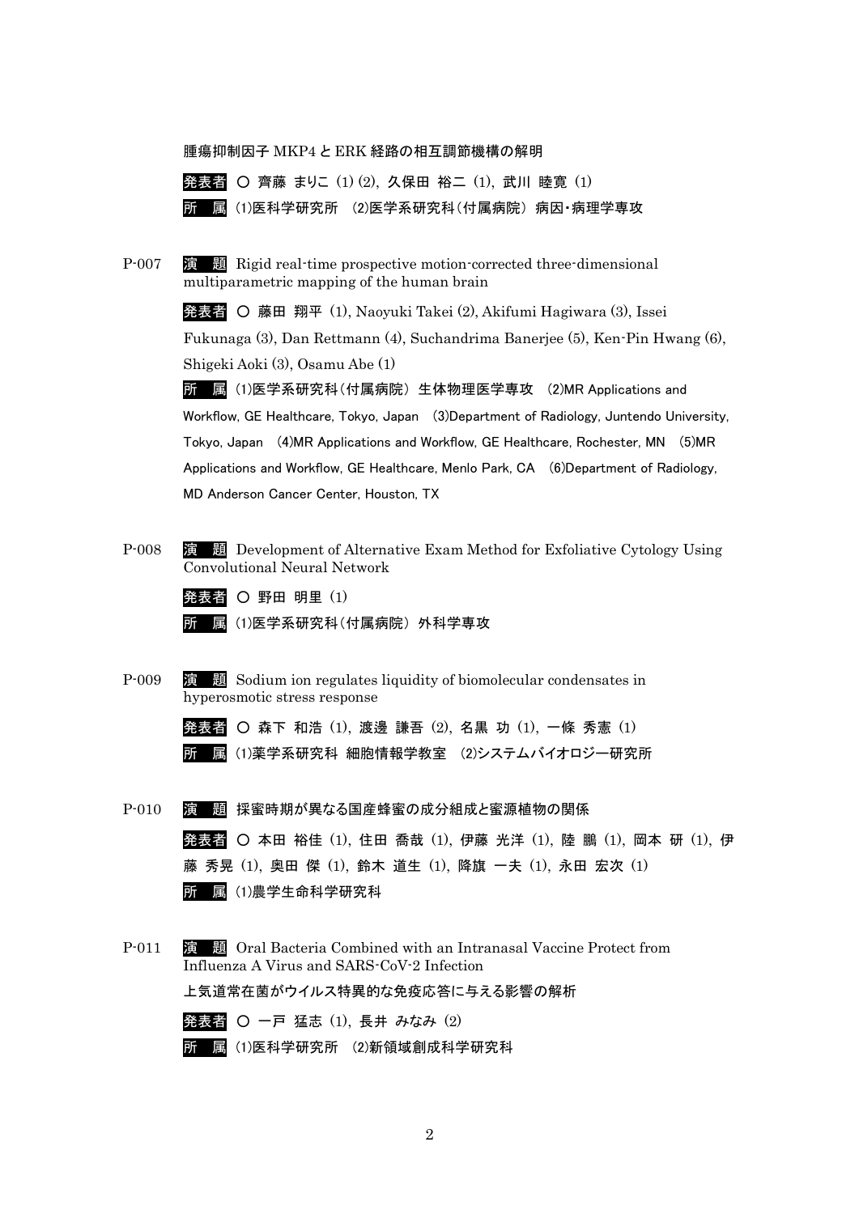腫瘍抑制因子 MKP4 と ERK 経路の相互調節機構の解明

**発表者** ○ 齊藤 まりこ (1) (2), 久保田 裕二 (1), 武川 睦寛 (1)

**所　属** (1)医科学研究所　(2)医学系研究科(付属病院) 病因・病理学専攻

P-007 **演　題** Rigid real-time prospective motion-corrected three-dimensional multiparametric mapping of the human brain

**発表者** ○ 藤田 翔平 (1), Naoyuki Takei (2), Akifumi Hagiwara (3), Issei Fukunaga (3), Dan Rettmann (4), Suchandrima Banerjee (5), Ken-Pin Hwang (6), Shigeki Aoki (3), Osamu Abe (1)

**所　属** (1)医学系研究科(付属病院) 生体物理医学専攻　(2)MR Applications and Workflow, GE Healthcare, Tokyo, Japan　(3)Department of Radiology, Juntendo University, Tokyo, Japan　(4)MR Applications and Workflow, GE Healthcare, Rochester, MN　(5)MR Applications and Workflow, GE Healthcare, Menlo Park, CA　(6)Department of Radiology, MD Anderson Cancer Center, Houston, TX

P-008 **演　題** Development of Alternative Exam Method for Exfoliative Cytology Using Convolutional Neural Network

**発表者** ○ 野田 明里 (1)

**所　属** (1)医学系研究科(付属病院) 外科学専攻

P-009 **演　題** Sodium ion regulates liquidity of biomolecular condensates in hyperosmotic stress response

**発表者** ○ 森下 和浩 (1), 渡邊 謙吾 (2), 名黒 功 (1), 一條 秀憲 (1)

**所　属** (1)薬学系研究科 細胞情報学教室　(2)システムバイオロジー研究所

P-010 **演　題** 採蜜時期が異なる国産蜂蜜の成分組成と蜜源植物の関係

**発表者** ○ 本田 裕佳 (1), 住田 喬哉 (1), 伊藤 光洋 (1), 陸 鵬 (1), 岡本 研 (1), 伊藤 秀晃 (1), 奥田 傑 (1), 鈴木 道生 (1), 降旗 一夫 (1), 永田 宏次 (1)

**所　属** (1)農学生命科学研究科

P-011 **演　題** Oral Bacteria Combined with an Intranasal Vaccine Protect from Influenza A Virus and SARS-CoV-2 Infection

上気道常在菌がウイルス特異的な免疫応答に与える影響の解析

**発表者** ○ 一戸 猛志 (1), 長井 みなみ (2)

**所　属** (1)医科学研究所　(2)新領域創成科学研究科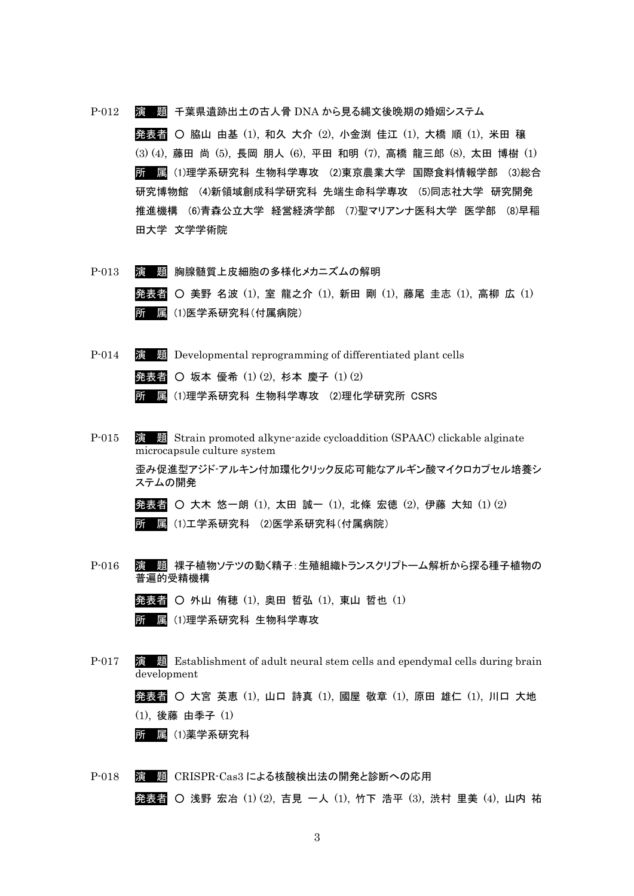P-012 **演　題** 千葉県遺跡出土の古人骨 DNA から見る縄文後晩期の婚姻システム

**発表者** ○ 脇山 由基 (1), 和久 大介 (2), 小金渕 佳江 (1), 大橋 順 (1), 米田 穣 (3) (4), 藤田 尚 (5), 長岡 朋人 (6), 平田 和明 (7), 高橋 龍三郎 (8), 太田 博樹 (1)

**所　属** (1)理学系研究科 生物科学専攻 (2)東京農業大学 国際食料情報学部 (3)総合研究博物館 (4)新領域創成科学研究科 先端生命科学専攻 (5)同志社大学 研究開発推進機構 (6)青森公立大学 経営経済学部 (7)聖マリアンナ医科大学 医学部 (8)早稲田大学 文学学術院

P-013 **演　題** 胸腺髄質上皮細胞の多様化メカニズムの解明

**発表者** ○ 美野 名波 (1), 室 龍之介 (1), 新田 剛 (1), 藤尾 圭志 (1), 高柳 広 (1)

**所　属** (1)医学系研究科(付属病院)

P-014 **演　題** Developmental reprogramming of differentiated plant cells

**発表者** ○ 坂本 優希 (1) (2), 杉本 慶子 (1) (2)

**所　属** (1)理学系研究科 生物科学専攻 (2)理化学研究所 CSRS

P-015 **演　題** Strain promoted alkyne-azide cycloaddition (SPAAC) clickable alginate microcapsule culture system

歪み促進型アジド-アルキン付加環化クリック反応可能なアルギン酸マイクロカプセル培養システムの開発

**発表者** ○ 大木 悠一朗 (1), 太田 誠一 (1), 北條 宏徳 (2), 伊藤 大知 (1) (2)

**所　属** (1)工学系研究科 (2)医学系研究科(付属病院)

P-016 **演　題** 裸子植物ソテツの動く精子:生殖組織トランスクリプトーム解析から探る種子植物の普遍的受精機構

**発表者** ○ 外山 侑穂 (1), 奥田 哲弘 (1), 東山 哲也 (1)

**所　属** (1)理学系研究科 生物科学専攻

P-017 **演　題** Establishment of adult neural stem cells and ependymal cells during brain development

**発表者** ○ 大宮 英恵 (1), 山口 詩真 (1), 國屋 敬章 (1), 原田 雄仁 (1), 川口 大地 (1), 後藤 由季子 (1)

**所　属** (1)薬学系研究科

P-018 **演　題** CRISPR-Cas3 による核酸検出法の開発と診断への応用

**発表者** ○ 浅野 宏冶 (1) (2), 吉見 一人 (1), 竹下 浩平 (3), 渋村 里美 (4), 山内 祐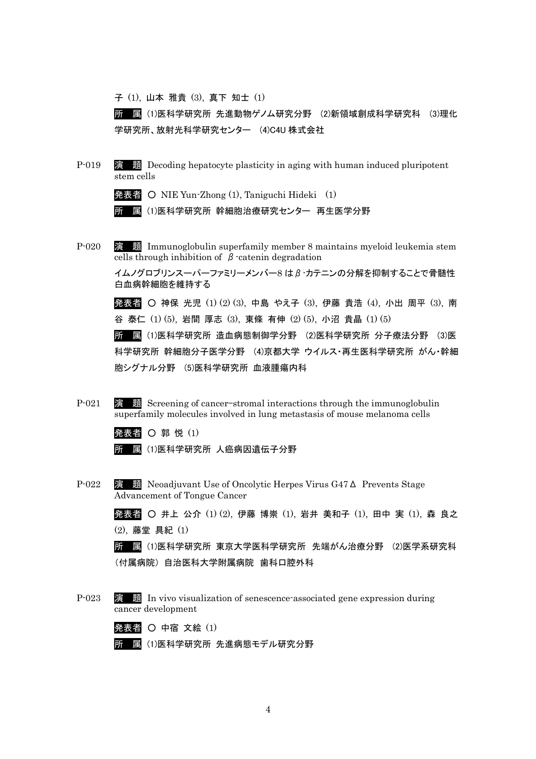子 (1), 山本 雅貴 (3), 真下 知士 (1)

**所　属** (1)医科学研究所 先進動物ゲノム研究分野　(2)新領域創成科学研究科　(3)理化学研究所、放射光科学研究センター　(4)C4U 株式会社

P-019　**演　題** Decoding hepatocyte plasticity in aging with human induced pluripotent stem cells

**発表者** ○ NIE Yun-Zhong (1), Taniguchi Hideki (1)

**所　属** (1)医科学研究所 幹細胞治療研究センター 再生医学分野

P-020　**演　題** Immunoglobulin superfamily member 8 maintains myeloid leukemia stem cells through inhibition of β-catenin degradation

イムノグロブリンスーパーファミリーメンバー8 はβ-カテニンの分解を抑制することで骨髄性白血病幹細胞を維持する

**発表者** ○ 神保 光児 (1) (2) (3), 中島 やえ子 (3), 伊藤 貴浩 (4), 小出 周平 (3), 南谷 泰仁 (1) (5), 岩間 厚志 (3), 東條 有伸 (2) (5), 小沼 貴晶 (1) (5)

**所　属** (1)医科学研究所 造血病態制御学分野　(2)医科学研究所 分子療法分野　(3)医科学研究所 幹細胞分子医学分野　(4)京都大学 ウイルス・再生医科学研究所 がん・幹細胞シグナル分野　(5)医科学研究所 血液腫瘍内科

P-021　**演　題** Screening of cancer-stromal interactions through the immunoglobulin superfamily molecules involved in lung metastasis of mouse melanoma cells

**発表者** ○ 郭 悦 (1)

**所　属** (1)医科学研究所 人癌病因遺伝子分野

P-022　**演　題** Neoadjuvant Use of Oncolytic Herpes Virus G47Δ Prevents Stage Advancement of Tongue Cancer

**発表者** ○ 井上 公介 (1) (2), 伊藤 博崇 (1), 岩井 美和子 (1), 田中 実 (1), 森 良之 (2), 藤堂 具紀 (1)

**所　属** (1)医科学研究所 東京大学医科学研究所 先端がん治療分野　(2)医学系研究科 (付属病院) 自治医科大学附属病院 歯科口腔外科

P-023　**演　題** In vivo visualization of senescence-associated gene expression during cancer development

**発表者** ○ 中宿 文絵 (1)

**所　属** (1)医科学研究所 先進病態モデル研究分野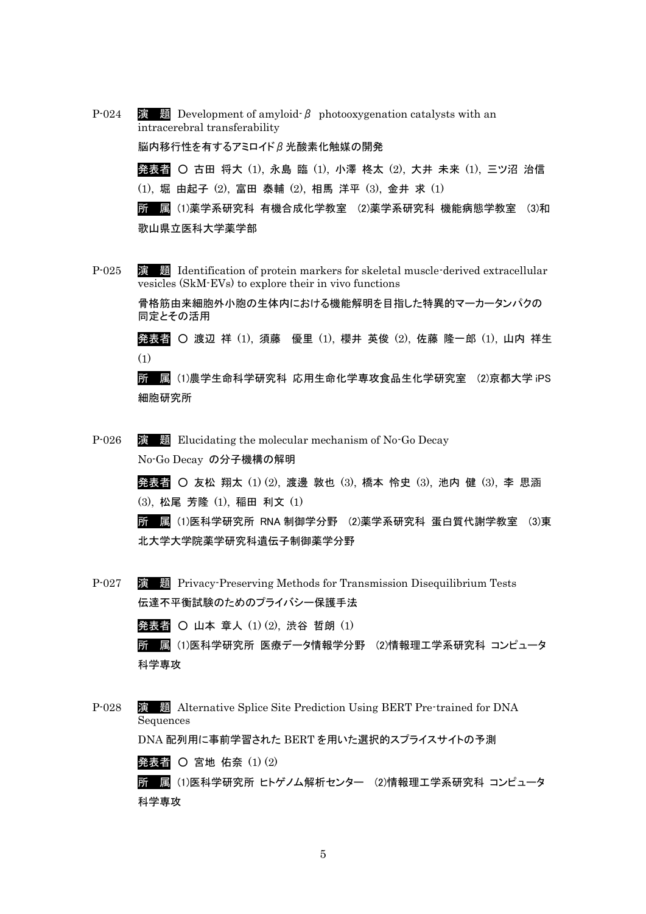P-024 **演　題** Development of amyloid-β photooxygenation catalysts with an intracerebral transferability

脳内移行性を有するアミロイドβ光酸素化触媒の開発

**発表者** ○ 古田 将大 (1), 永島 臨 (1), 小澤 柊太 (2), 大井 未来 (1), 三ツ沼 治信 (1), 堀 由起子 (2), 富田 泰輔 (2), 相馬 洋平 (3), 金井 求 (1)

**所　属** (1)薬学系研究科 有機合成化学教室　(2)薬学系研究科 機能病態学教室　(3)和歌山県立医科大学薬学部

P-025 **演　題** Identification of protein markers for skeletal muscle-derived extracellular vesicles (SkM-EVs) to explore their in vivo functions

骨格筋由来細胞外小胞の生体内における機能解明を目指した特異的マーカータンパクの同定とその活用

**発表者** ○ 渡辺 祥 (1), 須藤　優里 (1), 櫻井 英俊 (2), 佐藤 隆一郎 (1), 山内 祥生 (1)

**所　属** (1)農学生命科学研究科 応用生命化学専攻食品生化学研究室　(2)京都大学 iPS 細胞研究所

P-026 **演　題** Elucidating the molecular mechanism of No-Go Decay

No-Go Decay の分子機構の解明

**発表者** ○ 友松 翔太 (1) (2), 渡邊 敦也 (3), 橋本 怜史 (3), 池内 健 (3), 李 思涵 (3), 松尾 芳隆 (1), 稲田 利文 (1)

**所　属** (1)医科学研究所 RNA 制御学分野　(2)薬学系研究科 蛋白質代謝学教室　(3)東北大学大学院薬学研究科遺伝子制御薬学分野

P-027 **演　題** Privacy-Preserving Methods for Transmission Disequilibrium Tests

伝達不平衡試験のためのプライバシー保護手法

**発表者** ○ 山本 章人 (1) (2), 渋谷 哲朗 (1)

**所　属** (1)医科学研究所 医療データ情報学分野　(2)情報理工学系研究科 コンピュータ科学専攻

P-028 **演　題** Alternative Splice Site Prediction Using BERT Pre-trained for DNA Sequences

DNA 配列用に事前学習された BERT を用いた選択的スプライスサイトの予測

**発表者** ○ 宮地 佑奈 (1) (2)

**所　属** (1)医科学研究所 ヒトゲノム解析センター　(2)情報理工学系研究科 コンピュータ科学専攻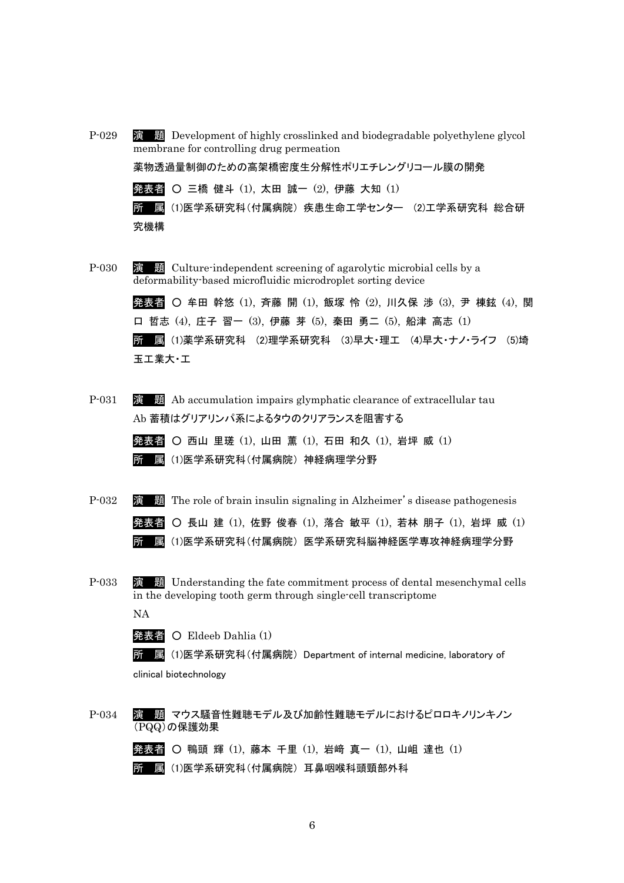P-029 **演　題** Development of highly crosslinked and biodegradable polyethylene glycol membrane for controlling drug permeation

薬物透過量制御のための高架橋密度生分解性ポリエチレングリコール膜の開発

**発表者** ○ 三橋 健斗 (1), 太田 誠一 (2), 伊藤 大知 (1)

**所　属** (1)医学系研究科(付属病院) 疾患生命工学センター (2)工学系研究科 総合研究機構

P-030 **演　題** Culture-independent screening of agarolytic microbial cells by a deformability-based microfluidic microdroplet sorting device

**発表者** ○ 牟田 幹悠 (1), 斉藤 開 (1), 飯塚 怜 (2), 川久保 渉 (3), 尹 棟鉉 (4), 関口 哲志 (4), 庄子 習一 (3), 伊藤 芽 (5), 秦田 勇二 (5), 船津 高志 (1)

**所　属** (1)薬学系研究科 (2)理学系研究科 (3)早大・理工 (4)早大・ナノ・ライフ (5)埼玉工業大・工

P-031 **演　題** Ab accumulation impairs glymphatic clearance of extracellular tau

Ab 蓄積はグリアリンパ系によるタウのクリアランスを阻害する

**発表者** ○ 西山 里瑳 (1), 山田 薫 (1), 石田 和久 (1), 岩坪 威 (1)

**所　属** (1)医学系研究科(付属病院) 神経病理学分野

P-032 **演　題** The role of brain insulin signaling in Alzheimer's disease pathogenesis

**発表者** ○ 長山 建 (1), 佐野 俊春 (1), 落合 敏平 (1), 若林 朋子 (1), 岩坪 威 (1)

**所　属** (1)医学系研究科(付属病院) 医学系研究科脳神経医学専攻神経病理学分野

P-033 **演　題** Understanding the fate commitment process of dental mesenchymal cells in the developing tooth germ through single-cell transcriptome

NA

**発表者** ○ Eldeeb Dahlia (1)

**所　属** (1)医学系研究科(付属病院) Department of internal medicine, laboratory of clinical biotechnology

P-034 **演　題** マウス騒音性難聴モデル及び加齢性難聴モデルにおけるピロロキノリンキノン(PQQ)の保護効果

**発表者** ○ 鴨頭 輝 (1), 藤本 千里 (1), 岩﨑 真一 (1), 山岨 達也 (1)

**所　属** (1)医学系研究科(付属病院) 耳鼻咽喉科頭頸部外科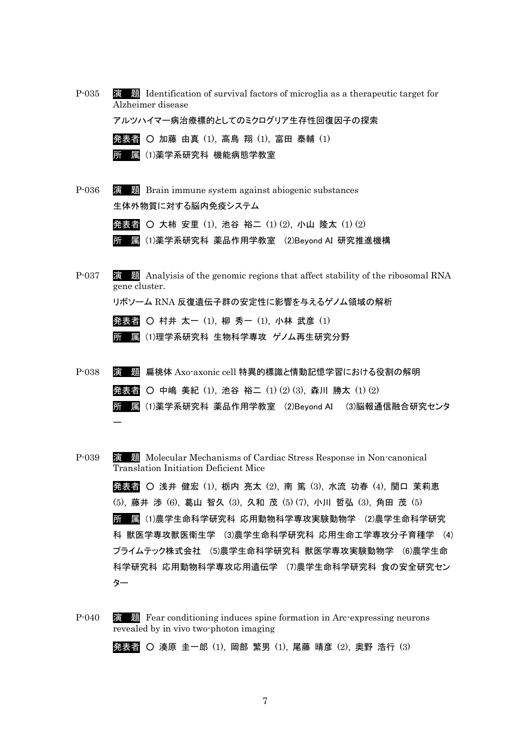P-035 **演　題** Identification of survival factors of microglia as a therapeutic target for Alzheimer disease

アルツハイマー病治療標的としてのミクログリア生存性回復因子の探索

**発表者** ○ 加藤 由真 (1), 高鳥 翔 (1), 富田 泰輔 (1)

**所　属** (1)薬学系研究科 機能病態学教室

P-036 **演　題** Brain immune system against abiogenic substances

生体外物質に対する脳内免疫システム

**発表者** ○ 大柿 安里 (1), 池谷 裕二 (1) (2), 小山 隆太 (1) (2)

**所　属** (1)薬学系研究科 薬品作用学教室 (2)Beyond AI 研究推進機構

P-037 **演　題** Analyisis of the genomic regions that affect stability of the ribosomal RNA gene cluster.

リボソーム RNA 反復遺伝子群の安定性に影響を与えるゲノム領域の解析

**発表者** ○ 村井 太一 (1), 柳 秀一 (1), 小林 武彦 (1)

**所　属** (1)理学系研究科 生物科学専攻 ゲノム再生研究分野

P-038 **演　題** 扁桃体 Axo-axonic cell 特異的標識と情動記憶学習における役割の解明

**発表者** ○ 中嶋 美紀 (1), 池谷 裕二 (1) (2) (3), 森川 勝太 (1) (2)

**所　属** (1)薬学系研究科 薬品作用学教室 (2)Beyond AI (3)脳報通信融合研究センター

P-039 **演　題** Molecular Mechanisms of Cardiac Stress Response in Non-canonical Translation Initiation Deficient Mice

**発表者** ○ 浅井 健宏 (1), 栃内 亮太 (2), 南 篤 (3), 水流 功春 (4), 関口 茉莉恵 (5), 藤井 渉 (6), 葛山 智久 (3), 久和 茂 (5) (7), 小川 哲弘 (3), 角田 茂 (5)

**所　属** (1)農学生命科学研究科 応用動物科学専攻実験動物学 (2)農学生命科学研究科 獣医学専攻獣医衛生学 (3)農学生命科学研究科 応用生命工学専攻分子育種学 (4)プライムテック株式会社 (5)農学生命科学研究科 獣医学専攻実験動物学 (6)農学生命科学研究科 応用動物科学専攻応用遺伝学 (7)農学生命科学研究科 食の安全研究センター

P-040 **演　題** Fear conditioning induces spine formation in Arc-expressing neurons revealed by in vivo two-photon imaging

**発表者** ○ 湊原 圭一郎 (1), 岡部 繁男 (1), 尾藤 晴彦 (2), 奥野 浩行 (3)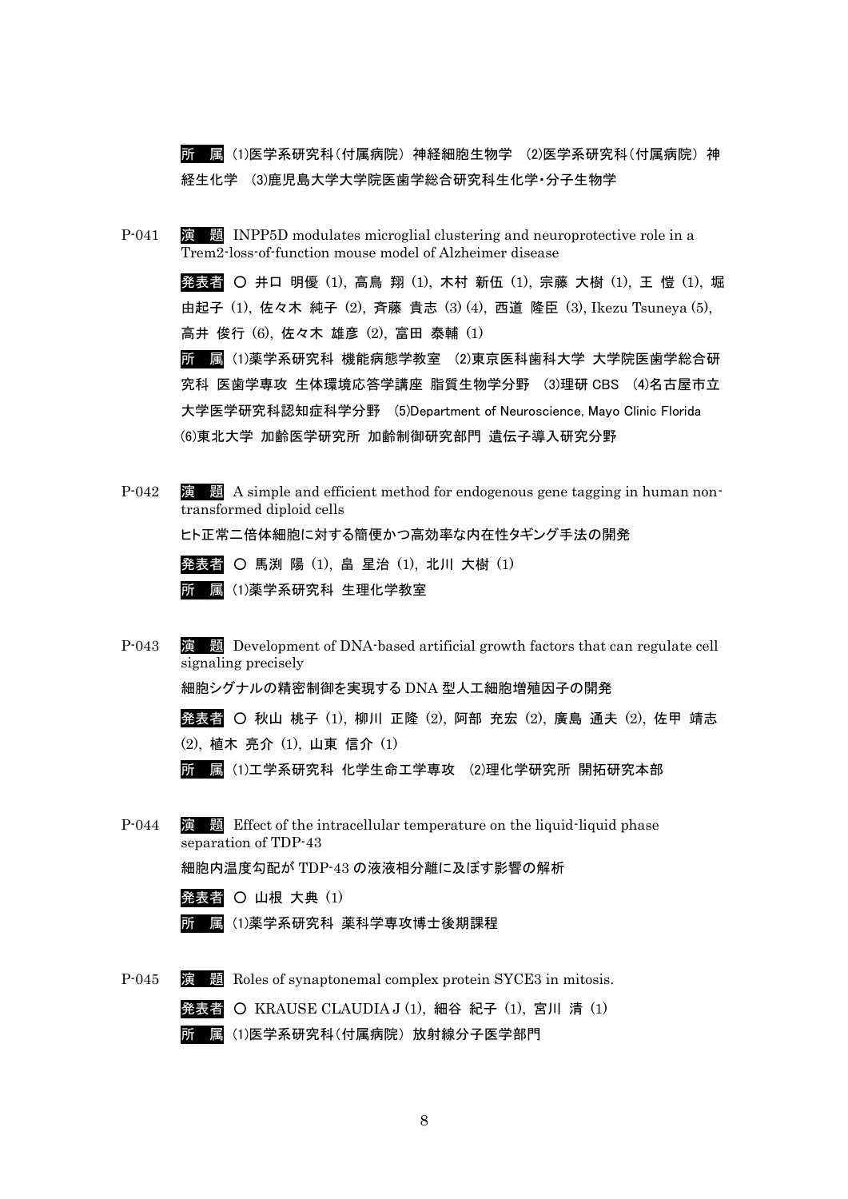所　属 (1)医学系研究科（付属病院） 神経細胞生物学　(2)医学系研究科（付属病院） 神経生化学　(3)鹿児島大学大学院医歯学総合研究科生化学・分子生物学

P-041　演　題 INPP5D modulates microglial clustering and neuroprotective role in a Trem2-loss-of-function mouse model of Alzheimer disease

発表者 ○ 井口 明優 (1), 高鳥 翔 (1), 木村 新伍 (1), 宗藤 大樹 (1), 王 愷 (1), 堀 由起子 (1), 佐々木 純子 (2), 斉藤 貴志 (3) (4), 西道 隆臣 (3), Ikezu Tsuneya (5), 高井 俊行 (6), 佐々木 雄彦 (2), 富田 泰輔 (1)

所　属 (1)薬学系研究科 機能病態学教室　(2)東京医科歯科大学 大学院医歯学総合研究科 医歯学専攻 生体環境応答学講座 脂質生物学分野　(3)理研 CBS　(4)名古屋市立大学医学研究科認知症科学分野　(5)Department of Neuroscience, Mayo Clinic Florida　(6)東北大学 加齢医学研究所 加齢制御研究部門 遺伝子導入研究分野

P-042　演　題 A simple and efficient method for endogenous gene tagging in human non-transformed diploid cells

ヒト正常二倍体細胞に対する簡便かつ高効率な内在性タギング手法の開発

発表者 ○ 馬渕 陽 (1), 畠 星治 (1), 北川 大樹 (1)

所　属 (1)薬学系研究科 生理化学教室

P-043　演　題 Development of DNA-based artificial growth factors that can regulate cell signaling precisely

細胞シグナルの精密制御を実現する DNA 型人工細胞増殖因子の開発

発表者 ○ 秋山 桃子 (1), 柳川 正隆 (2), 阿部 充宏 (2), 廣島 通夫 (2), 佐甲 靖志 (2), 植木 亮介 (1), 山東 信介 (1)

所　属 (1)工学系研究科 化学生命工学専攻　(2)理化学研究所 開拓研究本部

P-044　演　題 Effect of the intracellular temperature on the liquid-liquid phase separation of TDP-43

細胞内温度勾配が TDP-43 の液液相分離に及ぼす影響の解析

発表者 ○ 山根 大典 (1)

所　属 (1)薬学系研究科 薬科学専攻博士後期課程

P-045　演　題 Roles of synaptonemal complex protein SYCE3 in mitosis.

発表者 ○ KRAUSE CLAUDIA J (1), 細谷 紀子 (1), 宮川 清 (1)

所　属 (1)医学系研究科（付属病院） 放射線分子医学部門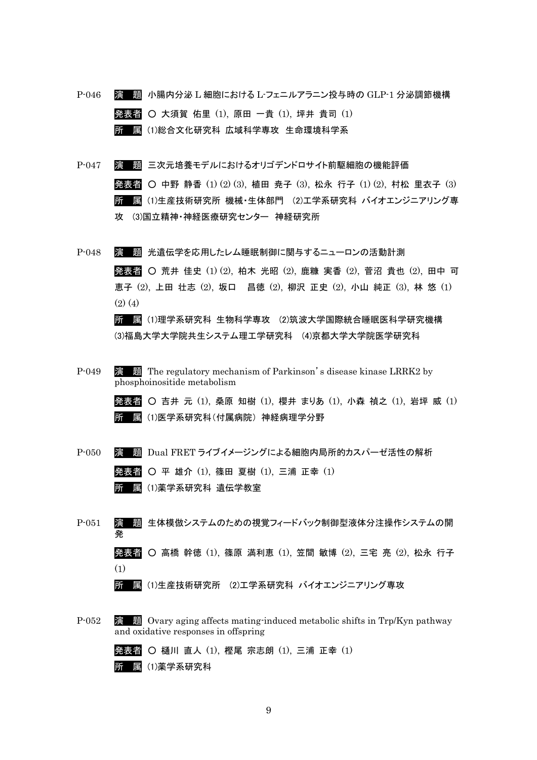P-046 **演　題** 小腸内分泌 L 細胞における L-フェニルアラニン投与時の GLP-1 分泌調節機構

**発表者** ○ 大須賀 佑里 (1), 原田 一貴 (1), 坪井 貴司 (1)

**所　属** (1)総合文化研究科 広域科学専攻 生命環境科学系

P-047 **演　題** 三次元培養モデルにおけるオリゴデンドロサイト前駆細胞の機能評価

**発表者** ○ 中野 静香 (1) (2) (3), 植田 尭子 (3), 松永 行子 (1) (2), 村松 里衣子 (3)

**所　属** (1)生産技術研究所 機械・生体部門 (2)工学系研究科 バイオエンジニアリング専攻 (3)国立精神・神経医療研究センター 神経研究所

P-048 **演　題** 光遺伝学を応用したレム睡眠制御に関与するニューロンの活動計測

**発表者** ○ 荒井 佳史 (1) (2), 柏木 光昭 (2), 鹿糠 実香 (2), 菅沼 貴也 (2), 田中 可恵子 (2), 上田 壮志 (2), 坂口　昌徳 (2), 柳沢 正史 (2), 小山 純正 (3), 林 悠 (1) (2) (4)

**所　属** (1)理学系研究科 生物科学専攻 (2)筑波大学国際統合睡眠医科学研究機構 (3)福島大学大学院共生システム理工学研究科 (4)京都大学大学院医学研究科

P-049 **演　題** The regulatory mechanism of Parkinson's disease kinase LRRK2 by phosphoinositide metabolism

**発表者** ○ 吉井 元 (1), 桑原 知樹 (1), 櫻井 まりあ (1), 小森 禎之 (1), 岩坪 威 (1)

**所　属** (1)医学系研究科(付属病院) 神経病理学分野

P-050 **演　題** Dual FRET ライブイメージングによる細胞内局所的カスパーゼ活性の解析

**発表者** ○ 平 雄介 (1), 篠田 夏樹 (1), 三浦 正幸 (1)

**所　属** (1)薬学系研究科 遺伝学教室

P-051 **演　題** 生体模倣システムのための視覚フィードバック制御型液体分注操作システムの開発

**発表者** ○ 高橋 幹徳 (1), 篠原 満利恵 (1), 笠間 敏博 (2), 三宅 亮 (2), 松永 行子 (1)

**所　属** (1)生産技術研究所 (2)工学系研究科 バイオエンジニアリング専攻

P-052 **演　題** Ovary aging affects mating-induced metabolic shifts in Trp/Kyn pathway and oxidative responses in offspring

**発表者** ○ 樋川 直人 (1), 樫尾 宗志朗 (1), 三浦 正幸 (1)

**所　属** (1)薬学系研究科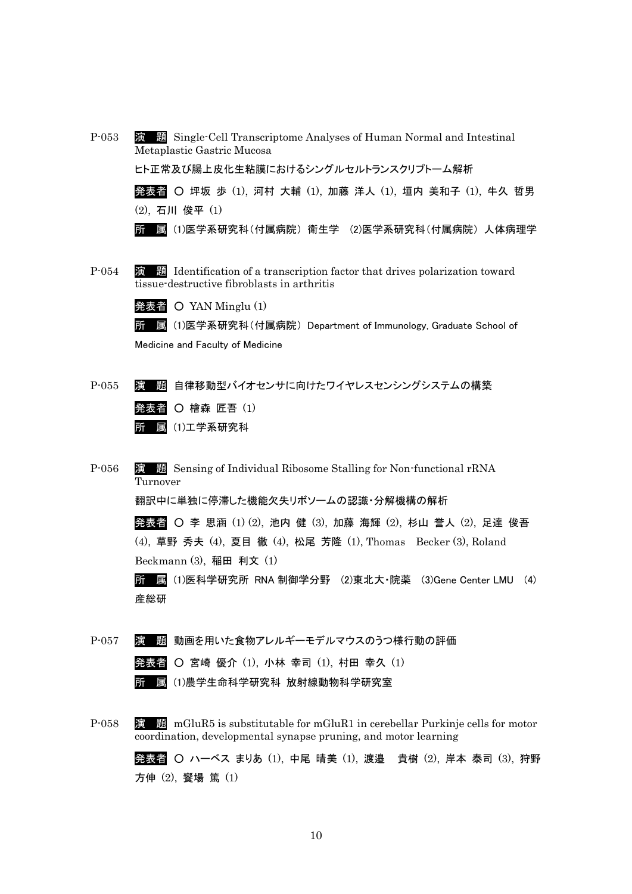P-053 演 題 Single-Cell Transcriptome Analyses of Human Normal and Intestinal Metaplastic Gastric Mucosa

ヒト正常及び腸上皮化生粘膜におけるシングルセルトランスクリプトーム解析

発表者 ○ 坪坂 歩 (1), 河村 大輔 (1), 加藤 洋人 (1), 垣内 美和子 (1), 牛久 哲男 (2), 石川 俊平 (1)

所 属 (1)医学系研究科(付属病院) 衛生学 (2)医学系研究科(付属病院) 人体病理学

P-054 演 題 Identification of a transcription factor that drives polarization toward tissue-destructive fibroblasts in arthritis

発表者 ○ YAN Minglu (1)

所 属 (1)医学系研究科(付属病院) Department of Immunology, Graduate School of Medicine and Faculty of Medicine

P-055 演 題 自律移動型バイオセンサに向けたワイヤレスセンシングシステムの構築

発表者 ○ 檜森 匠吾 (1)

所 属 (1)工学系研究科

P-056 演 題 Sensing of Individual Ribosome Stalling for Non-functional rRNA Turnover

翻訳中に単独に停滞した機能欠失リボソームの認識・分解機構の解析

発表者 ○ 李 思涵 (1) (2), 池内 健 (3), 加藤 海輝 (2), 杉山 誉人 (2), 足達 俊吾 (4), 草野 秀夫 (4), 夏目 徹 (4), 松尾 芳隆 (1), Thomas Becker (3), Roland Beckmann (3), 稲田 利文 (1)

所 属 (1)医科学研究所 RNA 制御学分野 (2)東北大・院薬 (3)Gene Center LMU (4)産総研

P-057 演 題 動画を用いた食物アレルギーモデルマウスのうつ様行動の評価

発表者 ○ 宮崎 優介 (1), 小林 幸司 (1), 村田 幸久 (1)

所 属 (1)農学生命科学研究科 放射線動物科学研究室

P-058 演 題 mGluR5 is substitutable for mGluR1 in cerebellar Purkinje cells for motor coordination, developmental synapse pruning, and motor learning

発表者 ○ ハーベス まりあ (1), 中尾 晴美 (1), 渡邉 貴樹 (2), 岸本 泰司 (3), 狩野 方伸 (2), 饗場 篤 (1)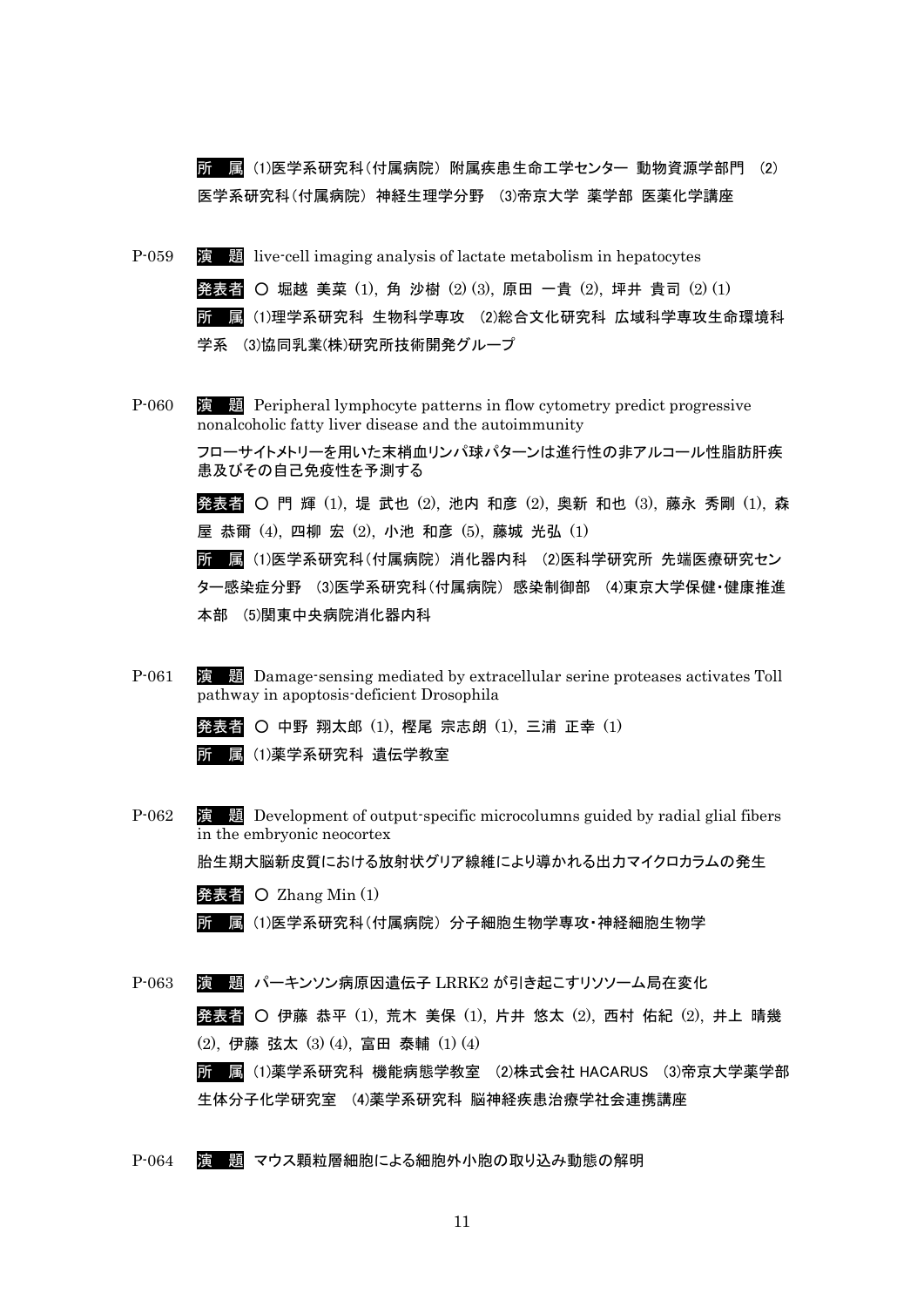所　属 (1)医学系研究科(付属病院) 附属疾患生命工学センター 動物資源学部門 (2) 医学系研究科(付属病院) 神経生理学分野 (3)帝京大学 薬学部 医薬化学講座

P-059　演　題 live-cell imaging analysis of lactate metabolism in hepatocytes

発表者 ○ 堀越 美菜 (1), 角 沙樹 (2) (3), 原田 一貴 (2), 坪井 貴司 (2) (1)

所　属 (1)理学系研究科 生物科学専攻 (2)総合文化研究科 広域科学専攻生命環境科学系 (3)協同乳業(株)研究所技術開発グループ

P-060　演　題 Peripheral lymphocyte patterns in flow cytometry predict progressive nonalcoholic fatty liver disease and the autoimmunity

フローサイトメトリーを用いた末梢血リンパ球パターンは進行性の非アルコール性脂肪肝疾患及びその自己免疫性を予測する

発表者 ○ 門 輝 (1), 堤 武也 (2), 池内 和彦 (2), 奥新 和也 (3), 藤永 秀剛 (1), 森屋 恭爾 (4), 四柳 宏 (2), 小池 和彦 (5), 藤城 光弘 (1)

所　属 (1)医学系研究科(付属病院) 消化器内科 (2)医科学研究所 先端医療研究センター感染症分野 (3)医学系研究科(付属病院) 感染制御部 (4)東京大学保健・健康推進本部 (5)関東中央病院消化器内科

P-061　演　題 Damage-sensing mediated by extracellular serine proteases activates Toll pathway in apoptosis-deficient Drosophila

発表者 ○ 中野 翔太郎 (1), 樫尾 宗志朗 (1), 三浦 正幸 (1)

所　属 (1)薬学系研究科 遺伝学教室

P-062　演　題 Development of output-specific microcolumns guided by radial glial fibers in the embryonic neocortex

胎生期大脳新皮質における放射状グリア線維により導かれる出力マイクロカラムの発生

発表者 ○ Zhang Min (1)

所　属 (1)医学系研究科(付属病院) 分子細胞生物学専攻・神経細胞生物学

P-063　演　題 パーキンソン病原因遺伝子 LRRK2 が引き起こすリソソーム局在変化

発表者 ○ 伊藤 恭平 (1), 荒木 美保 (1), 片井 悠太 (2), 西村 佑紀 (2), 井上 晴幾 (2), 伊藤 弦太 (3) (4), 富田 泰輔 (1) (4)

所　属 (1)薬学系研究科 機能病態学教室 (2)株式会社 HACARUS (3)帝京大学薬学部 生体分子化学研究室 (4)薬学系研究科 脳神経疾患治療学社会連携講座

P-064　演　題 マウス顆粒層細胞による細胞外小胞の取り込み動態の解明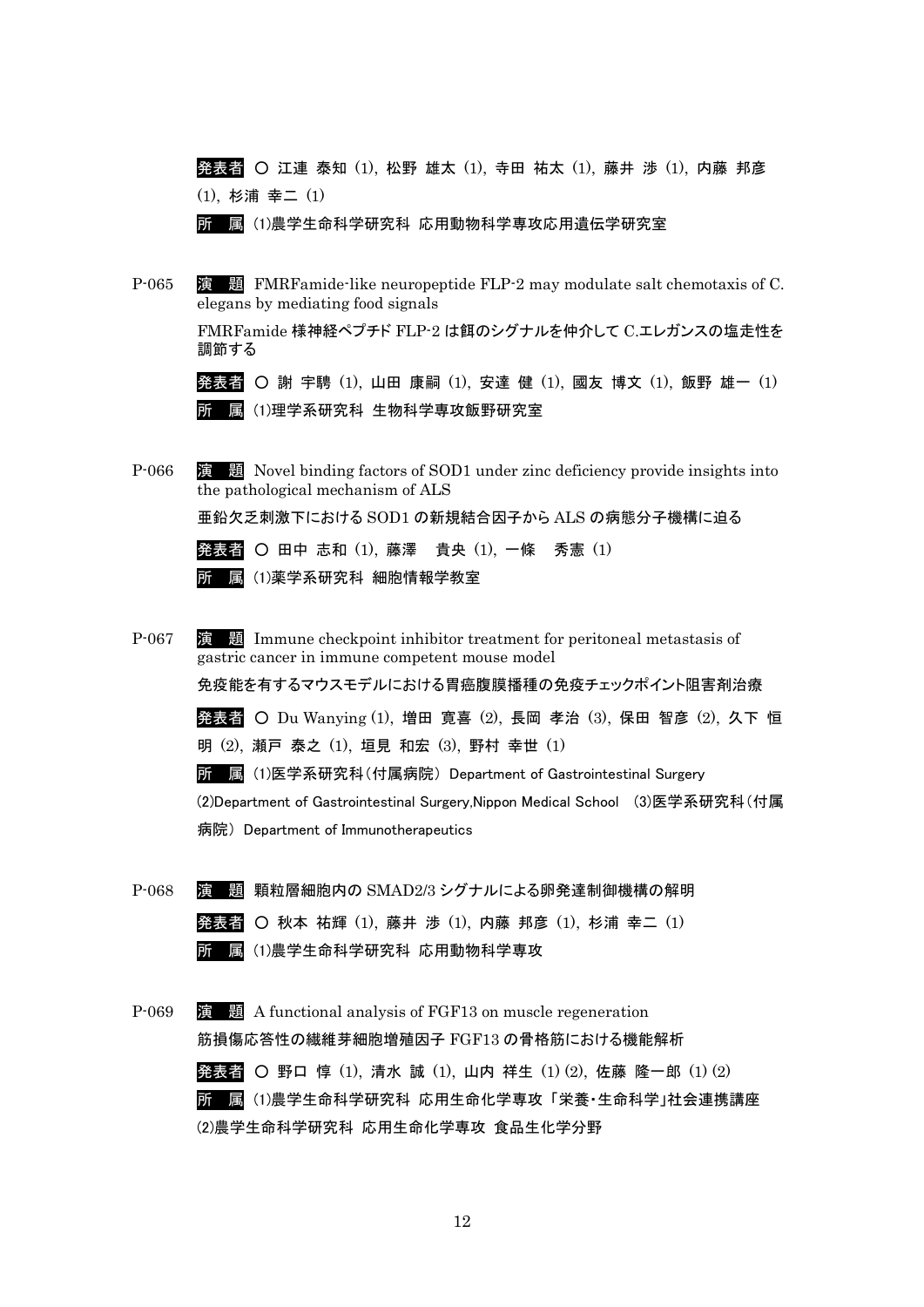発表者 ○ 江連 泰知 (1), 松野 雄太 (1), 寺田 祐太 (1), 藤井 渉 (1), 内藤 邦彦 (1), 杉浦 幸二 (1)

所 属 (1)農学生命科学研究科 応用動物科学専攻応用遺伝学研究室

P-065 演 題 FMRFamide-like neuropeptide FLP-2 may modulate salt chemotaxis of C. elegans by mediating food signals

FMRFamide 様神経ペプチド FLP-2 は餌のシグナルを仲介して C.エレガンスの塩走性を調節する

発表者 ○ 謝 宇騁 (1), 山田 康嗣 (1), 安達 健 (1), 國友 博文 (1), 飯野 雄一 (1)

所 属 (1)理学系研究科 生物科学専攻飯野研究室

P-066 演 題 Novel binding factors of SOD1 under zinc deficiency provide insights into the pathological mechanism of ALS

亜鉛欠乏刺激下における SOD1 の新規結合因子から ALS の病態分子機構に迫る

発表者 ○ 田中 志和 (1), 藤澤 貴央 (1), 一條 秀憲 (1)

所 属 (1)薬学系研究科 細胞情報学教室

P-067 演 題 Immune checkpoint inhibitor treatment for peritoneal metastasis of gastric cancer in immune competent mouse model

免疫能を有するマウスモデルにおける胃癌腹膜播種の免疫チェックポイント阻害剤治療

発表者 ○ Du Wanying (1), 増田 寛喜 (2), 長岡 孝治 (3), 保田 智彦 (2), 久下 恒明 (2), 瀬戸 泰之 (1), 垣見 和宏 (3), 野村 幸世 (1)

所 属 (1)医学系研究科(付属病院) Department of Gastrointestinal Surgery (2)Department of Gastrointestinal Surgery,Nippon Medical School (3)医学系研究科(付属病院) Department of Immunotherapeutics

P-068 演 題 顆粒層細胞内の SMAD2/3 シグナルによる卵発達制御機構の解明

発表者 ○ 秋本 祐輝 (1), 藤井 渉 (1), 内藤 邦彦 (1), 杉浦 幸二 (1)

所 属 (1)農学生命科学研究科 応用動物科学専攻

P-069 演 題 A functional analysis of FGF13 on muscle regeneration

筋損傷応答性の繊維芽細胞増殖因子 FGF13 の骨格筋における機能解析

発表者 ○ 野口 惇 (1), 清水 誠 (1), 山内 祥生 (1) (2), 佐藤 隆一郎 (1) (2)

所 属 (1)農学生命科学研究科 応用生命化学専攻 「栄養・生命科学」社会連携講座 (2)農学生命科学研究科 応用生命化学専攻 食品生化学分野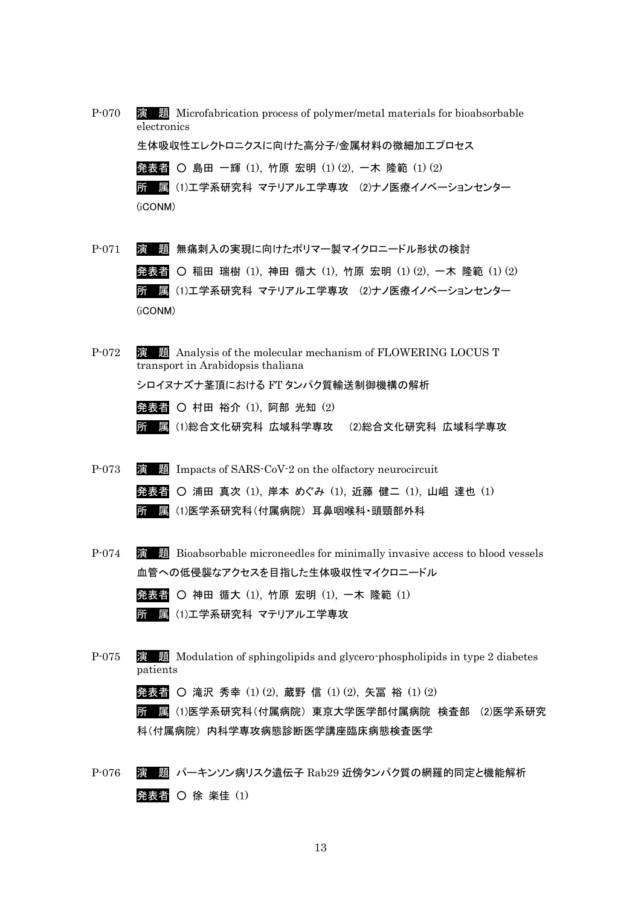P-070 **演 題** Microfabrication process of polymer/metal materials for bioabsorbable electronics

生体吸収性エレクトロニクスに向けた高分子/金属材料の微細加工プロセス

**発表者** ○ 島田 一輝 (1), 竹原 宏明 (1) (2), 一木 隆範 (1) (2)

**所 属** (1)工学系研究科 マテリアル工学専攻 (2)ナノ医療イノベーションセンター(iCONM)

P-071 **演 題** 無痛刺入の実現に向けたポリマー製マイクロニードル形状の検討

**発表者** ○ 稲田 瑞樹 (1), 神田 循大 (1), 竹原 宏明 (1) (2), 一木 隆範 (1) (2)

**所 属** (1)工学系研究科 マテリアル工学専攻 (2)ナノ医療イノベーションセンター(iCONM)

P-072 **演 題** Analysis of the molecular mechanism of FLOWERING LOCUS T transport in Arabidopsis thaliana

シロイヌナズナ茎頂における FT タンパク質輸送制御機構の解析

**発表者** ○ 村田 裕介 (1), 阿部 光知 (2)

**所 属** (1)総合文化研究科 広域科学専攻 (2)総合文化研究科 広域科学専攻

P-073 **演 題** Impacts of SARS-CoV-2 on the olfactory neurocircuit

**発表者** ○ 浦田 真次 (1), 岸本 めぐみ (1), 近藤 健二 (1), 山岨 達也 (1)

**所 属** (1)医学系研究科(付属病院) 耳鼻咽喉科・頭頸部外科

P-074 **演 題** Bioabsorbable microneedles for minimally invasive access to blood vessels

血管への低侵襲なアクセスを目指した生体吸収性マイクロニードル

**発表者** ○ 神田 循大 (1), 竹原 宏明 (1), 一木 隆範 (1)

**所 属** (1)工学系研究科 マテリアル工学専攻

P-075 **演 題** Modulation of sphingolipids and glycero-phospholipids in type 2 diabetes patients

**発表者** ○ 滝沢 秀幸 (1) (2), 蔵野 信 (1) (2), 矢冨 裕 (1) (2)

**所 属** (1)医学系研究科(付属病院) 東京大学医学部付属病院 検査部 (2)医学系研究科(付属病院) 内科学専攻病態診断医学講座臨床病態検査医学

P-076 **演 題** パーキンソン病リスク遺伝子 Rab29 近傍タンパク質の網羅的同定と機能解析

**発表者** ○ 徐 楽佳 (1)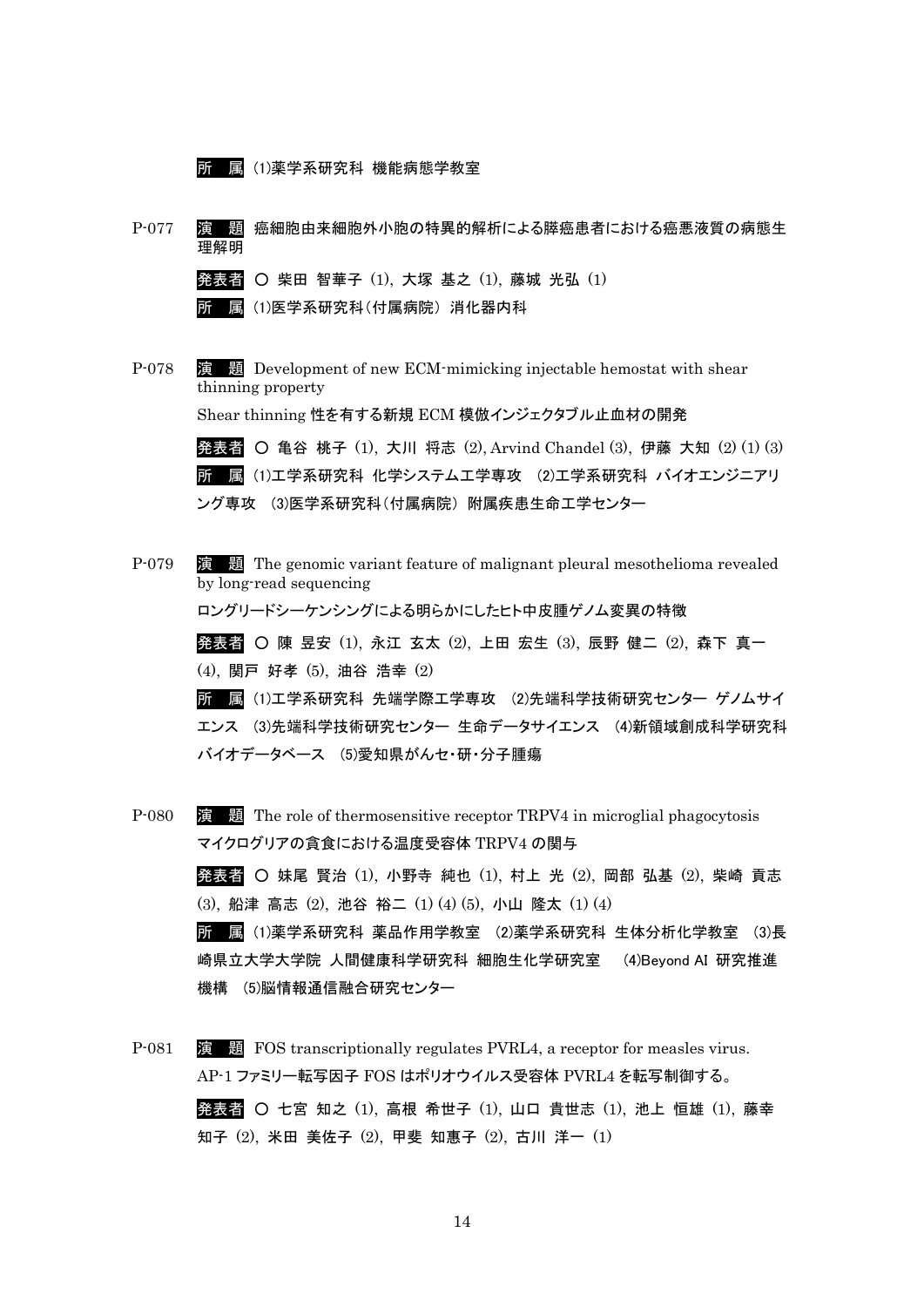所　属　(1)薬学系研究科 機能病態学教室

P-077　演　題　癌細胞由来細胞外小胞の特異的解析による膵癌患者における癌悪液質の病態生理解明

発表者　○ 柴田 智華子 (1), 大塚 基之 (1), 藤城 光弘 (1)

所　属　(1)医学系研究科(付属病院) 消化器内科

P-078　演　題　Development of new ECM-mimicking injectable hemostat with shear thinning property

Shear thinning 性を有する新規 ECM 模倣インジェクタブル止血材の開発

発表者　○ 亀谷 桃子 (1), 大川 将志 (2), Arvind Chandel (3), 伊藤 大知 (2) (1) (3)

所　属　(1)工学系研究科 化学システム工学専攻 (2)工学系研究科 バイオエンジニアリング専攻 (3)医学系研究科(付属病院) 附属疾患生命工学センター

P-079　演　題　The genomic variant feature of malignant pleural mesothelioma revealed by long-read sequencing

ロングリードシーケンシングによる明らかにしたヒト中皮腫ゲノム変異の特徴

発表者　○ 陳 昱安 (1), 永江 玄太 (2), 上田 宏生 (3), 辰野 健二 (2), 森下 真一 (4), 関戸 好孝 (5), 油谷 浩幸 (2)

所　属　(1)工学系研究科 先端学際工学専攻 (2)先端科学技術研究センター ゲノムサイエンス (3)先端科学技術研究センター 生命データサイエンス (4)新領域創成科学研究科 バイオデータベース (5)愛知県がんセ・研・分子腫瘍

P-080　演　題　The role of thermosensitive receptor TRPV4 in microglial phagocytosis

マイクログリアの貪食における温度受容体 TRPV4 の関与

発表者　○ 妹尾 賢治 (1), 小野寺 純也 (1), 村上 光 (2), 岡部 弘基 (2), 柴崎 貢志 (3), 船津 高志 (2), 池谷 裕二 (1) (4) (5), 小山 隆太 (1) (4)

所　属　(1)薬学系研究科 薬品作用学教室 (2)薬学系研究科 生体分析化学教室 (3)長崎県立大学大学院 人間健康科学研究科 細胞生化学研究室 (4)Beyond AI 研究推進機構 (5)脳情報通信融合研究センター

P-081　演　題　FOS transcriptionally regulates PVRL4, a receptor for measles virus.

AP-1 ファミリー転写因子 FOS はポリオウイルス受容体 PVRL4 を転写制御する。

発表者　○ 七宮 知之 (1), 高根 希世子 (1), 山口 貴世志 (1), 池上 恒雄 (1), 藤幸 知子 (2), 米田 美佐子 (2), 甲斐 知惠子 (2), 古川 洋一 (1)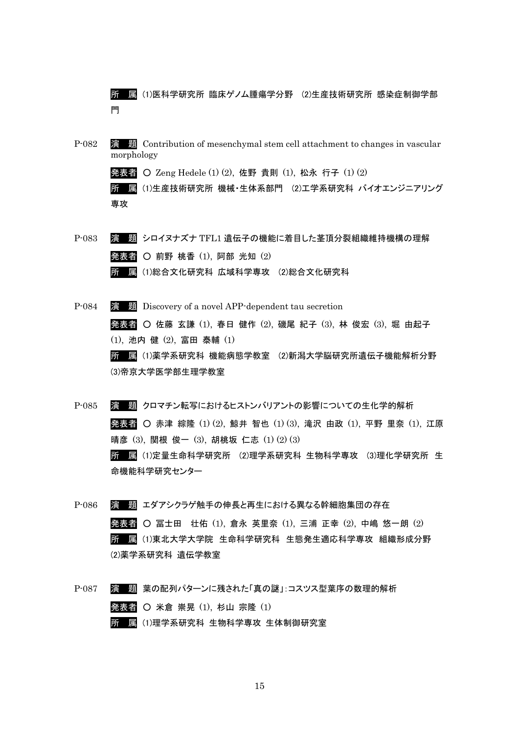所 属 ⑴医科学研究所 臨床ゲノム腫瘍学分野 ⑵生産技術研究所 感染症制御学部門

P-082 演 題 Contribution of mesenchymal stem cell attachment to changes in vascular morphology

発表者 ○ Zeng Hedele (1) (2), 佐野 貴則 (1), 松永 行子 (1) (2)

所 属 ⑴生産技術研究所 機械・生体系部門 ⑵工学系研究科 バイオエンジニアリング専攻

P-083 演 題 シロイヌナズナ TFL1 遺伝子の機能に着目した茎頂分裂組織維持機構の理解

発表者 ○ 前野 桃香 (1), 阿部 光知 (2)

所 属 ⑴総合文化研究科 広域科学専攻 ⑵総合文化研究科

P-084 演 題 Discovery of a novel APP-dependent tau secretion

発表者 ○ 佐藤 玄謙 (1), 春日 健作 (2), 磯尾 紀子 (3), 林 俊宏 (3), 堀 由起子 (1), 池内 健 (2), 富田 泰輔 (1)

所 属 ⑴薬学系研究科 機能病態学教室 ⑵新潟大学脳研究所遺伝子機能解析分野 ⑶帝京大学医学部生理学教室

P-085 演 題 クロマチン転写におけるヒストンバリアントの影響についての生化学的解析

発表者 ○ 赤津 綜隆 (1) (2), 鯨井 智也 (1) (3), 滝沢 由政 (1), 平野 里奈 (1), 江原 晴彦 (3), 関根 俊一 (3), 胡桃坂 仁志 (1) (2) (3)

所 属 ⑴定量生命科学研究所 ⑵理学系研究科 生物科学専攻 ⑶理化学研究所 生命機能科学研究センター

P-086 演 題 エダアシクラゲ触手の伸長と再生における異なる幹細胞集団の存在

発表者 ○ 冨士田 壮佑 (1), 倉永 英里奈 (1), 三浦 正幸 (2), 中嶋 悠一朗 (2)

所 属 ⑴東北大学大学院 生命科学研究科 生態発生適応科学専攻 組織形成分野 ⑵薬学系研究科 遺伝学教室

P-087 演 題 葉の配列パターンに残された「真の謎」:コスツス型葉序の数理的解析

発表者 ○ 米倉 崇晃 (1), 杉山 宗隆 (1)

所 属 ⑴理学系研究科 生物科学専攻 生体制御研究室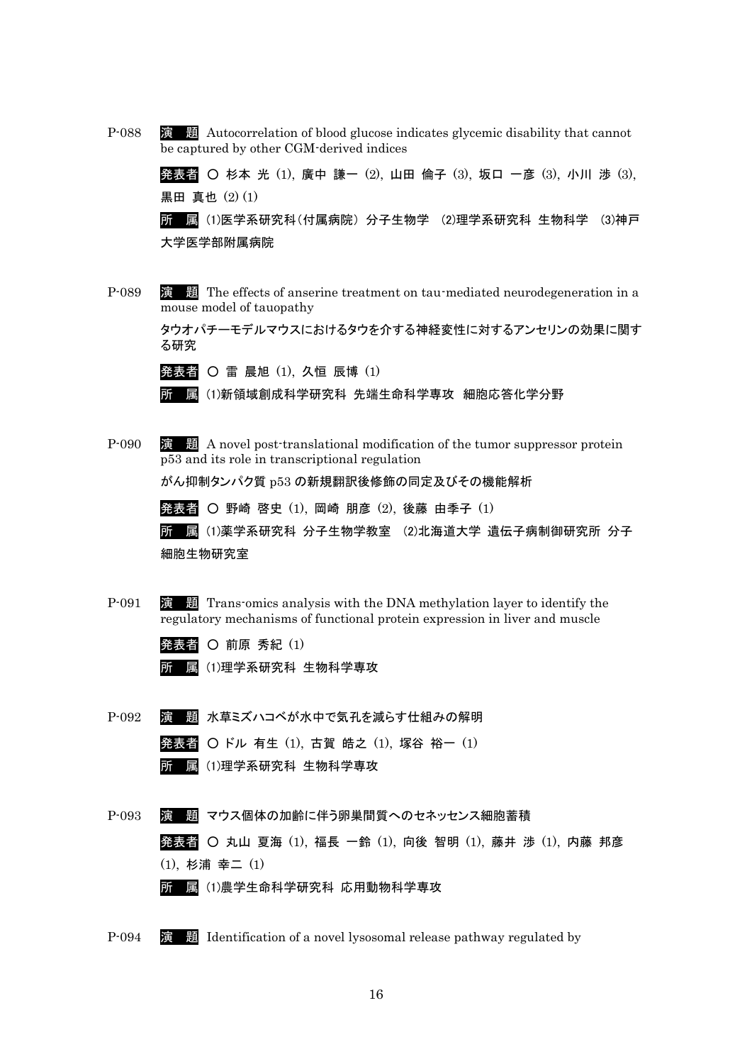P-088 **演 題** Autocorrelation of blood glucose indicates glycemic disability that cannot be captured by other CGM-derived indices

**発表者** ○ 杉本 光 (1), 廣中 謙一 (2), 山田 倫子 (3), 坂口 一彦 (3), 小川 渉 (3), 黒田 真也 (2) (1)

**所 属** (1)医学系研究科(付属病院) 分子生物学 (2)理学系研究科 生物科学 (3)神戸大学医学部附属病院

P-089 **演 題** The effects of anserine treatment on tau-mediated neurodegeneration in a mouse model of tauopathy

タウオパチーモデルマウスにおけるタウを介する神経変性に対するアンセリンの効果に関する研究

**発表者** ○ 雷 晨旭 (1), 久恒 辰博 (1)

**所 属** (1)新領域創成科学研究科 先端生命科学専攻 細胞応答化学分野

P-090 **演 題** A novel post-translational modification of the tumor suppressor protein p53 and its role in transcriptional regulation

がん抑制タンパク質 p53 の新規翻訳後修飾の同定及びその機能解析

**発表者** ○ 野崎 啓史 (1), 岡崎 朋彦 (2), 後藤 由季子 (1)

**所 属** (1)薬学系研究科 分子生物学教室 (2)北海道大学 遺伝子病制御研究所 分子細胞生物研究室

P-091 **演 題** Trans-omics analysis with the DNA methylation layer to identify the regulatory mechanisms of functional protein expression in liver and muscle

**発表者** ○ 前原 秀紀 (1)

**所 属** (1)理学系研究科 生物科学専攻

P-092 **演 題** 水草ミズハコベが水中で気孔を減らす仕組みの解明

**発表者** ○ ドル 有生 (1), 古賀 皓之 (1), 塚谷 裕一 (1)

**所 属** (1)理学系研究科 生物科学専攻

P-093 **演 題** マウス個体の加齢に伴う卵巣間質へのセネッセンス細胞蓄積

**発表者** ○ 丸山 夏海 (1), 福長 一鈴 (1), 向後 智明 (1), 藤井 渉 (1), 内藤 邦彦 (1), 杉浦 幸二 (1)

**所 属** (1)農学生命科学研究科 応用動物科学専攻

P-094 **演 題** Identification of a novel lysosomal release pathway regulated by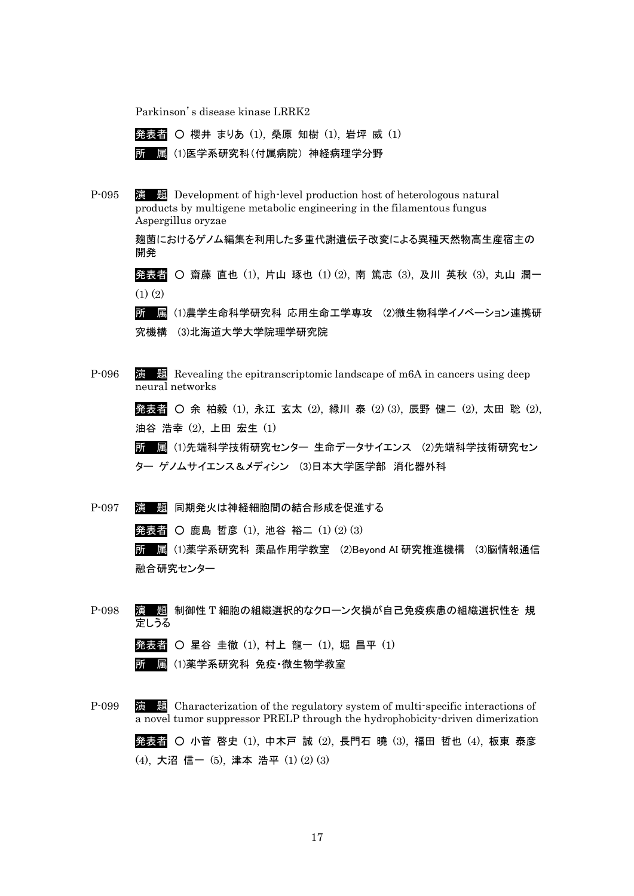Parkinson's disease kinase LRRK2

発表者 ○ 櫻井 まりあ (1), 桑原 知樹 (1), 岩坪 威 (1)

所　属 (1)医学系研究科(付属病院) 神経病理学分野

P-095 演　題 Development of high-level production host of heterologous natural products by multigene metabolic engineering in the filamentous fungus Aspergillus oryzae

麹菌におけるゲノム編集を利用した多重代謝遺伝子改変による異種天然物高生産宿主の開発

発表者 ○ 齋藤 直也 (1), 片山 琢也 (1) (2), 南 篤志 (3), 及川 英秋 (3), 丸山 潤一 (1) (2)

所　属 (1)農学生命科学研究科 応用生命工学専攻 (2)微生物科学イノベーション連携研究機構 (3)北海道大学大学院理学研究院

P-096 演　題 Revealing the epitranscriptomic landscape of m6A in cancers using deep neural networks

発表者 ○ 余 柏毅 (1), 永江 玄太 (2), 緑川 泰 (2) (3), 辰野 健二 (2), 太田 聡 (2), 油谷 浩幸 (2), 上田 宏生 (1)

所　属 (1)先端科学技術研究センター 生命データサイエンス (2)先端科学技術研究センター ゲノムサイエンス＆メディシン (3)日本大学医学部 消化器外科

P-097 演　題 同期発火は神経細胞間の結合形成を促進する

発表者 ○ 鹿島 哲彦 (1), 池谷 裕二 (1) (2) (3)

所　属 (1)薬学系研究科 薬品作用学教室 (2)Beyond AI 研究推進機構 (3)脳情報通信融合研究センター

P-098 演　題 制御性 T 細胞の組織選択的なクローン欠損が自己免疫疾患の組織選択性を 規定しうる

発表者 ○ 星谷 圭徹 (1), 村上 龍一 (1), 堀 昌平 (1)

所　属 (1)薬学系研究科 免疫・微生物学教室

P-099 演　題 Characterization of the regulatory system of multi-specific interactions of a novel tumor suppressor PRELP through the hydrophobicity-driven dimerization

発表者 ○ 小菅 啓史 (1), 中木戸 誠 (2), 長門石 曉 (3), 福田 哲也 (4), 板東 泰彦 (4), 大沼 信一 (5), 津本 浩平 (1) (2) (3)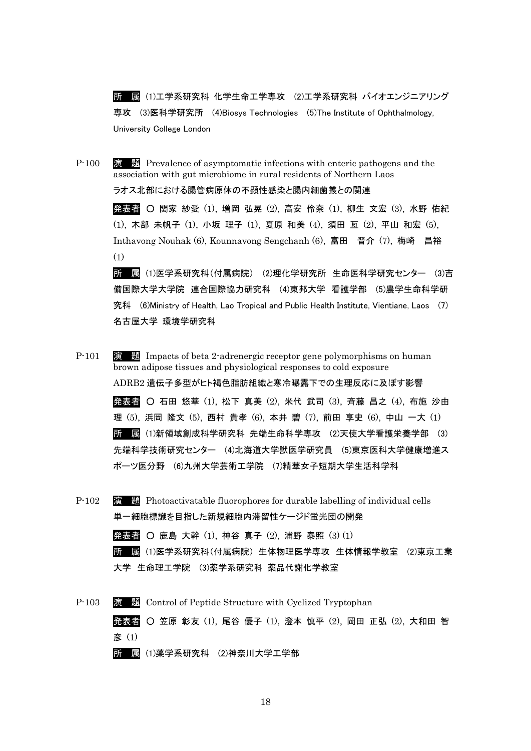所　属 (1)工学系研究科 化学生命工学専攻 (2)工学系研究科 バイオエンジニアリング専攻 (3)医科学研究所 (4)Biosys Technologies (5)The Institute of Ophthalmology, University College London

P-100 演　題 Prevalence of asymptomatic infections with enteric pathogens and the association with gut microbiome in rural residents of Northern Laos

ラオス北部における腸管病原体の不顕性感染と腸内細菌叢との関連

発表者 ○ 関家 紗愛 (1), 増岡 弘晃 (2), 高安 伶奈 (1), 柳生 文宏 (3), 水野 佑紀 (1), 木部 未帆子 (1), 小坂 理子 (1), 夏原 和美 (4), 須田 亙 (2), 平山 和宏 (5), Inthavong Nouhak (6), Kounnavong Sengchanh (6), 富田　晋介 (7), 梅崎　昌裕 (1)

所　属 (1)医学系研究科(付属病院) (2)理化学研究所 生命医科学研究センター (3)吉備国際大学大学院 連合国際協力研究科 (4)東邦大学 看護学部 (5)農学生命科学研究科 (6)Ministry of Health, Lao Tropical and Public Health Institute, Vientiane, Laos (7)名古屋大学 環境学研究科

P-101 演　題 Impacts of beta 2-adrenergic receptor gene polymorphisms on human brown adipose tissues and physiological responses to cold exposure

ADRB2 遺伝子多型がヒト褐色脂肪組織と寒冷曝露下での生理反応に及ぼす影響

発表者 ○ 石田 悠華 (1), 松下 真美 (2), 米代 武司 (3), 斉藤 昌之 (4), 布施 沙由理 (5), 浜岡 隆文 (5), 西村 貴孝 (6), 本井 碧 (7), 前田 享史 (6), 中山 一大 (1)

所　属 (1)新領域創成科学研究科 先端生命科学専攻 (2)天使大学看護栄養学部 (3)先端科学技術研究センター (4)北海道大学獣医学研究員 (5)東京医科大学健康増進スポーツ医分野 (6)九州大学芸術工学院 (7)精華女子短期大学生活科学科

P-102 演　題 Photoactivatable fluorophores for durable labelling of individual cells

単一細胞標識を目指した新規細胞内滞留性ケージド蛍光団の開発

発表者 ○ 鹿島 大幹 (1), 神谷 真子 (2), 浦野 泰照 (3) (1)

所　属 (1)医学系研究科(付属病院) 生体物理医学専攻 生体情報学教室 (2)東京工業大学 生命理工学院 (3)薬学系研究科 薬品代謝化学教室

P-103 演　題 Control of Peptide Structure with Cyclized Tryptophan

発表者 ○ 笠原 彰友 (1), 尾谷 優子 (1), 澄本 慎平 (2), 岡田 正弘 (2), 大和田 智彦 (1)

所　属 (1)薬学系研究科 (2)神奈川大学工学部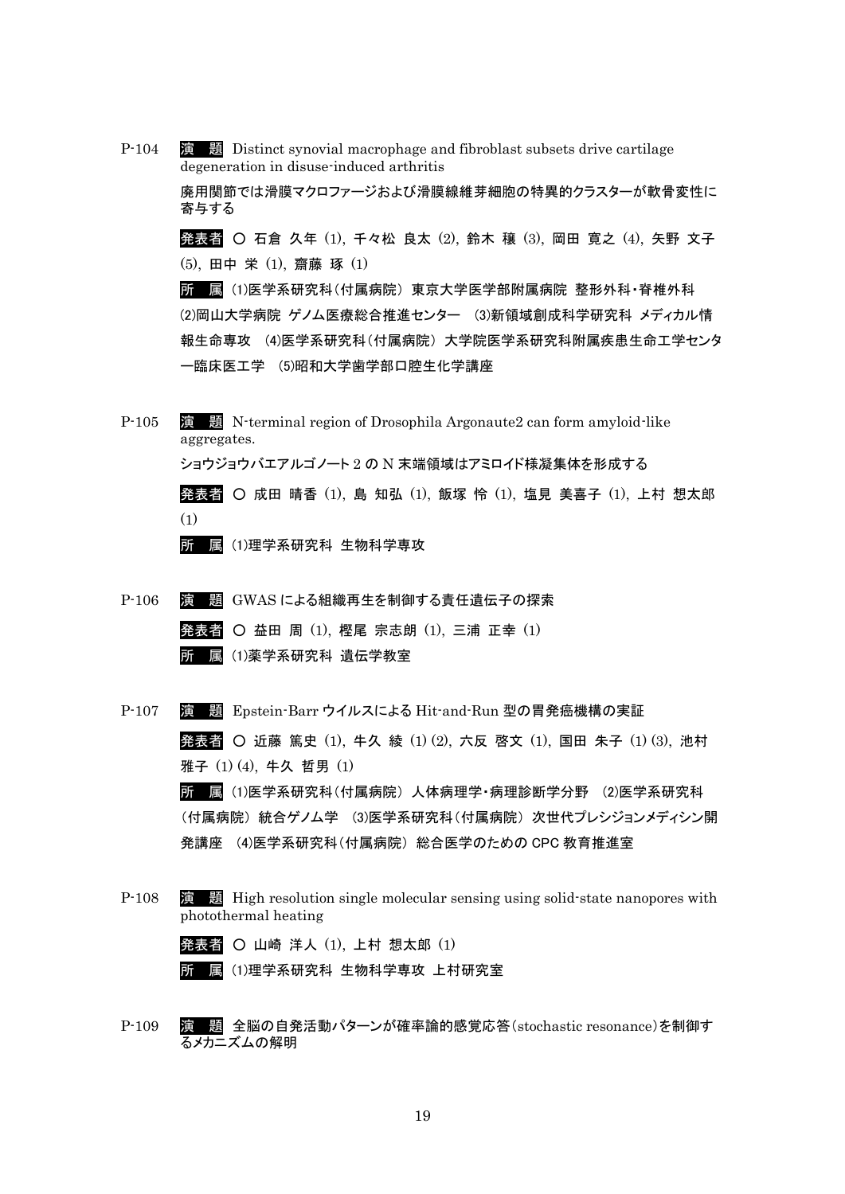P-104 **演　題** Distinct synovial macrophage and fibroblast subsets drive cartilage degeneration in disuse-induced arthritis

廃用関節では滑膜マクロファージおよび滑膜線維芽細胞の特異的クラスターが軟骨変性に寄与する

**発表者** ○ 石倉 久年 (1), 千々松 良太 (2), 鈴木 穣 (3), 岡田 寛之 (4), 矢野 文子 (5), 田中 栄 (1), 齋藤 琢 (1)

**所　属** (1)医学系研究科(付属病院) 東京大学医学部附属病院 整形外科・脊椎外科 (2)岡山大学病院 ゲノム医療総合推進センター (3)新領域創成科学研究科 メディカル情報生命専攻 (4)医学系研究科(付属病院) 大学院医学系研究科附属疾患生命工学センター臨床医工学 (5)昭和大学歯学部口腔生化学講座

P-105 **演　題** N-terminal region of Drosophila Argonaute2 can form amyloid-like aggregates.

ショウジョウバエアルゴノート 2 の N 末端領域はアミロイド様凝集体を形成する

**発表者** ○ 成田 晴香 (1), 島 知弘 (1), 飯塚 怜 (1), 塩見 美喜子 (1), 上村 想太郎 (1)

**所　属** (1)理学系研究科 生物科学専攻

P-106 **演　題** GWAS による組織再生を制御する責任遺伝子の探索

**発表者** ○ 益田 周 (1), 樫尾 宗志朗 (1), 三浦 正幸 (1)

**所　属** (1)薬学系研究科 遺伝学教室

P-107 **演　題** Epstein-Barr ウイルスによる Hit-and-Run 型の胃発癌機構の実証

**発表者** ○ 近藤 篤史 (1), 牛久 綾 (1) (2), 六反 啓文 (1), 国田 朱子 (1) (3), 池村 雅子 (1) (4), 牛久 哲男 (1)

**所　属** (1)医学系研究科(付属病院) 人体病理学・病理診断学分野 (2)医学系研究科(付属病院) 統合ゲノム学 (3)医学系研究科(付属病院) 次世代プレシジョンメディシン開発講座 (4)医学系研究科(付属病院) 総合医学のための CPC 教育推進室

P-108 **演　題** High resolution single molecular sensing using solid-state nanopores with photothermal heating

**発表者** ○ 山崎 洋人 (1), 上村 想太郎 (1)

**所　属** (1)理学系研究科 生物科学専攻 上村研究室

P-109 **演　題** 全脳の自発活動パターンが確率論的感覚応答(stochastic resonance)を制御するメカニズムの解明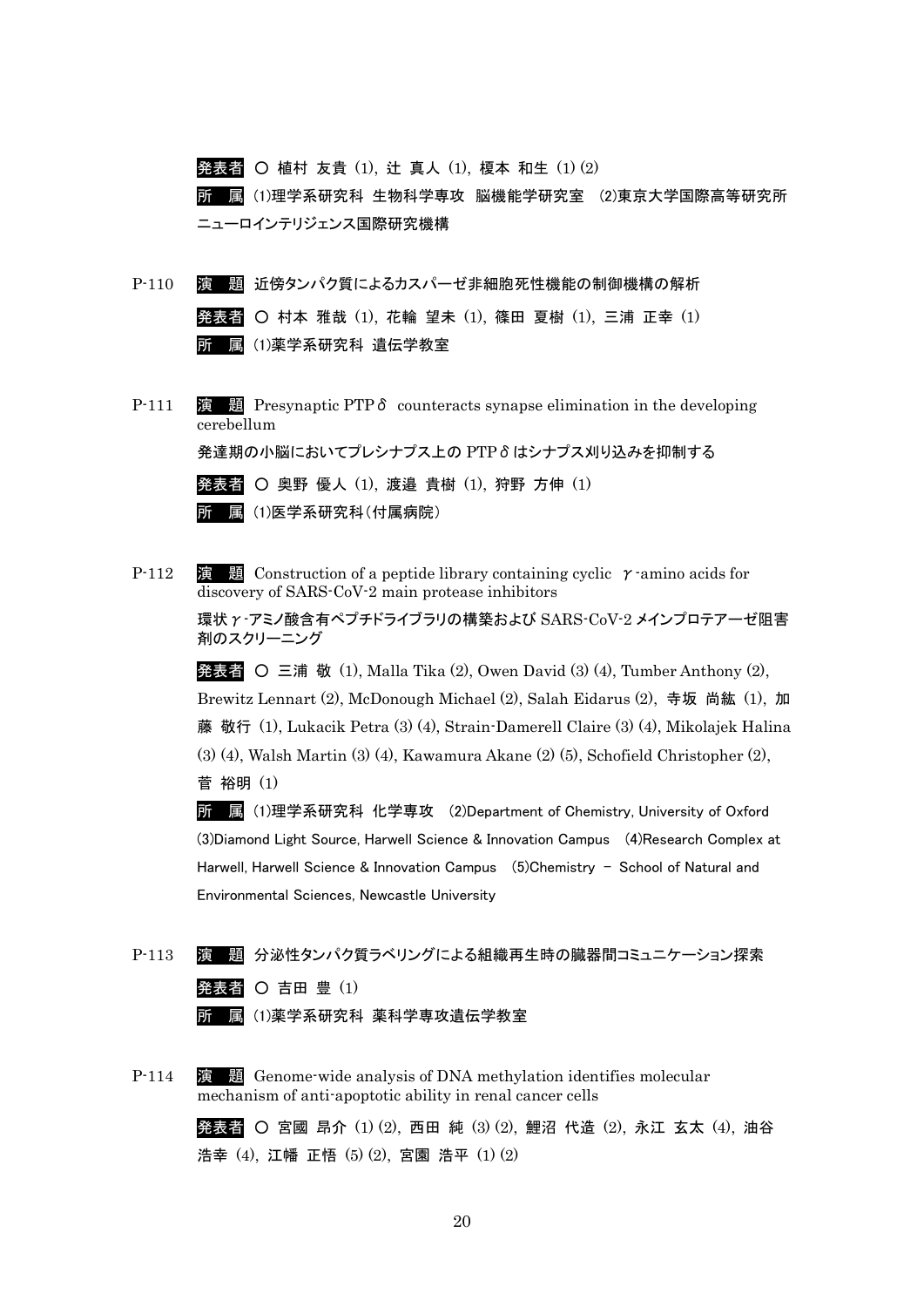発表者 ○ 植村 友貴 (1), 辻 真人 (1), 榎本 和生 (1) (2)

所　属 (1)理学系研究科 生物科学専攻 脳機能学研究室 (2)東京大学国際高等研究所 ニューロインテリジェンス国際研究機構

P-110 演　題 近傍タンパク質によるカスパーゼ非細胞死性機能の制御機構の解析

発表者 ○ 村本 雅哉 (1), 花輪 望未 (1), 篠田 夏樹 (1), 三浦 正幸 (1)

所　属 (1)薬学系研究科 遺伝学教室

P-111 演　題 Presynaptic PTPδ counteracts synapse elimination in the developing cerebellum

発達期の小脳においてプレシナプス上の PTPδはシナプス刈り込みを抑制する

発表者 ○ 奥野 優人 (1), 渡邉 貴樹 (1), 狩野 方伸 (1)

所　属 (1)医学系研究科(付属病院)

P-112 演　題 Construction of a peptide library containing cyclic γ-amino acids for discovery of SARS-CoV-2 main protease inhibitors

環状γ-アミノ酸含有ペプチドライブラリの構築および SARS-CoV-2 メインプロテアーゼ阻害剤のスクリーニング

発表者 ○ 三浦 敬 (1), Malla Tika (2), Owen David (3) (4), Tumber Anthony (2), Brewitz Lennart (2), McDonough Michael (2), Salah Eidarus (2), 寺坂 尚紘 (1), 加藤 敬行 (1), Lukacik Petra (3) (4), Strain-Damerell Claire (3) (4), Mikolajek Halina (3) (4), Walsh Martin (3) (4), Kawamura Akane (2) (5), Schofield Christopher (2), 菅 裕明 (1)

所　属 (1)理学系研究科 化学専攻 (2)Department of Chemistry, University of Oxford (3)Diamond Light Source, Harwell Science & Innovation Campus (4)Research Complex at Harwell, Harwell Science & Innovation Campus (5)Chemistry – School of Natural and Environmental Sciences, Newcastle University

P-113 演　題 分泌性タンパク質ラベリングによる組織再生時の臓器間コミュニケーション探索

発表者 ○ 吉田 豊 (1)

所　属 (1)薬学系研究科 薬科学専攻遺伝学教室

P-114 演　題 Genome-wide analysis of DNA methylation identifies molecular mechanism of anti-apoptotic ability in renal cancer cells

発表者 ○ 宮國 昂介 (1) (2), 西田 純 (3) (2), 鯉沼 代造 (2), 永江 玄太 (4), 油谷 浩幸 (4), 江幡 正悟 (5) (2), 宮園 浩平 (1) (2)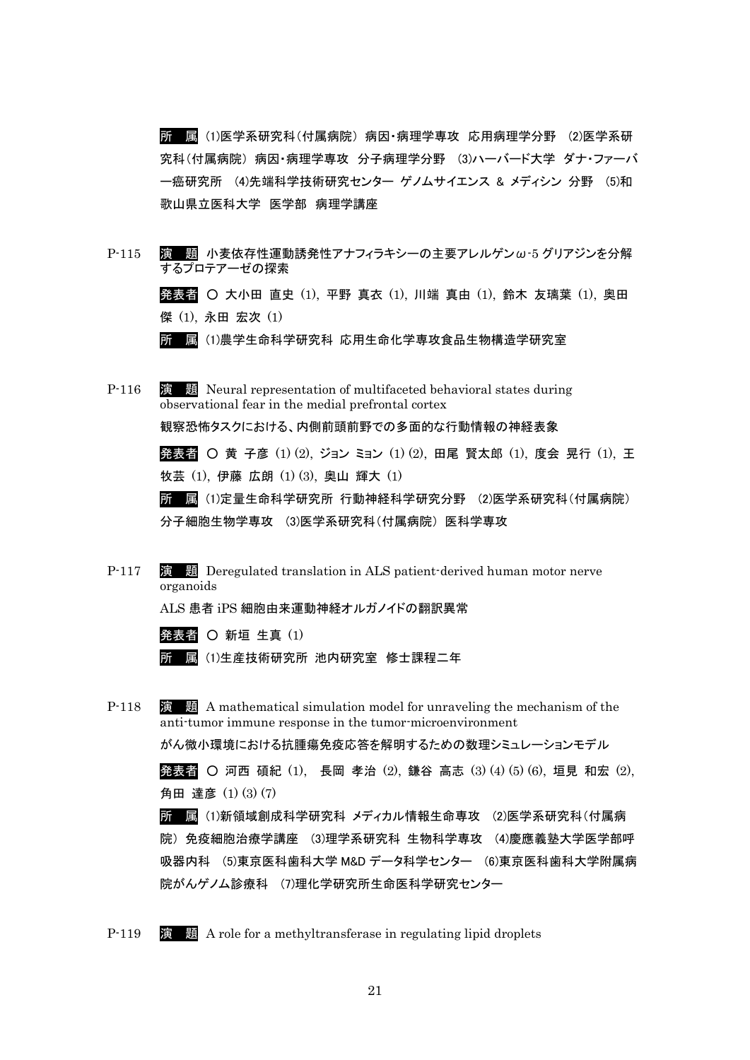所　属 (1)医学系研究科(付属病院) 病因・病理学専攻　応用病理学分野　(2)医学系研究科(付属病院) 病因・病理学専攻　分子病理学分野　(3)ハーバード大学　ダナ・ファーバー癌研究所　(4)先端科学技術研究センター　ゲノムサイエンス & メディシン 分野　(5)和歌山県立医科大学　医学部　病理学講座

P-115　演　題 小麦依存性運動誘発性アナフィラキシーの主要アレルゲンω-5 グリアジンを分解するプロテアーゼの探索

発表者 ○ 大小田 直史 (1), 平野 真衣 (1), 川端 真由 (1), 鈴木 友璃葉 (1), 奥田 傑 (1), 永田 宏次 (1)

所　属 (1)農学生命科学研究科 応用生命化学専攻食品生物構造学研究室

P-116　演　題 Neural representation of multifaceted behavioral states during observational fear in the medial prefrontal cortex

観察恐怖タスクにおける、内側前頭前野での多面的な行動情報の神経表象

発表者 ○ 黄 子彦 (1) (2), ジョン ミョン (1) (2), 田尾 賢太郎 (1), 度会 晃行 (1), 王 牧芸 (1), 伊藤 広朗 (1) (3), 奥山 輝大 (1)

所　属 (1)定量生命科学研究所　行動神経科学研究分野　(2)医学系研究科(付属病院)　分子細胞生物学専攻　(3)医学系研究科(付属病院)　医科学専攻

P-117　演　題 Deregulated translation in ALS patient-derived human motor nerve organoids

ALS 患者 iPS 細胞由来運動神経オルガノイドの翻訳異常

発表者 ○ 新垣 生真 (1)

所　属 (1)生産技術研究所　池内研究室　修士課程二年

P-118　演　題 A mathematical simulation model for unraveling the mechanism of the anti-tumor immune response in the tumor-microenvironment

がん微小環境における抗腫瘍免疫応答を解明するための数理シミュレーションモデル

発表者 ○ 河西 碩紀 (1),　長岡 孝治 (2), 鎌谷 高志 (3) (4) (5) (6), 垣見 和宏 (2), 角田 達彦 (1) (3) (7)

所　属 (1)新領域創成科学研究科 メディカル情報生命専攻　(2)医学系研究科(付属病院) 免疫細胞治療学講座　(3)理学系研究科 生物科学専攻　(4)慶應義塾大学医学部呼吸器内科　(5)東京医科歯科大学 M&D データ科学センター　(6)東京医科歯科大学附属病院がんゲノム診療科　(7)理化学研究所生命医科学研究センター

P-119　演　題 A role for a methyltransferase in regulating lipid droplets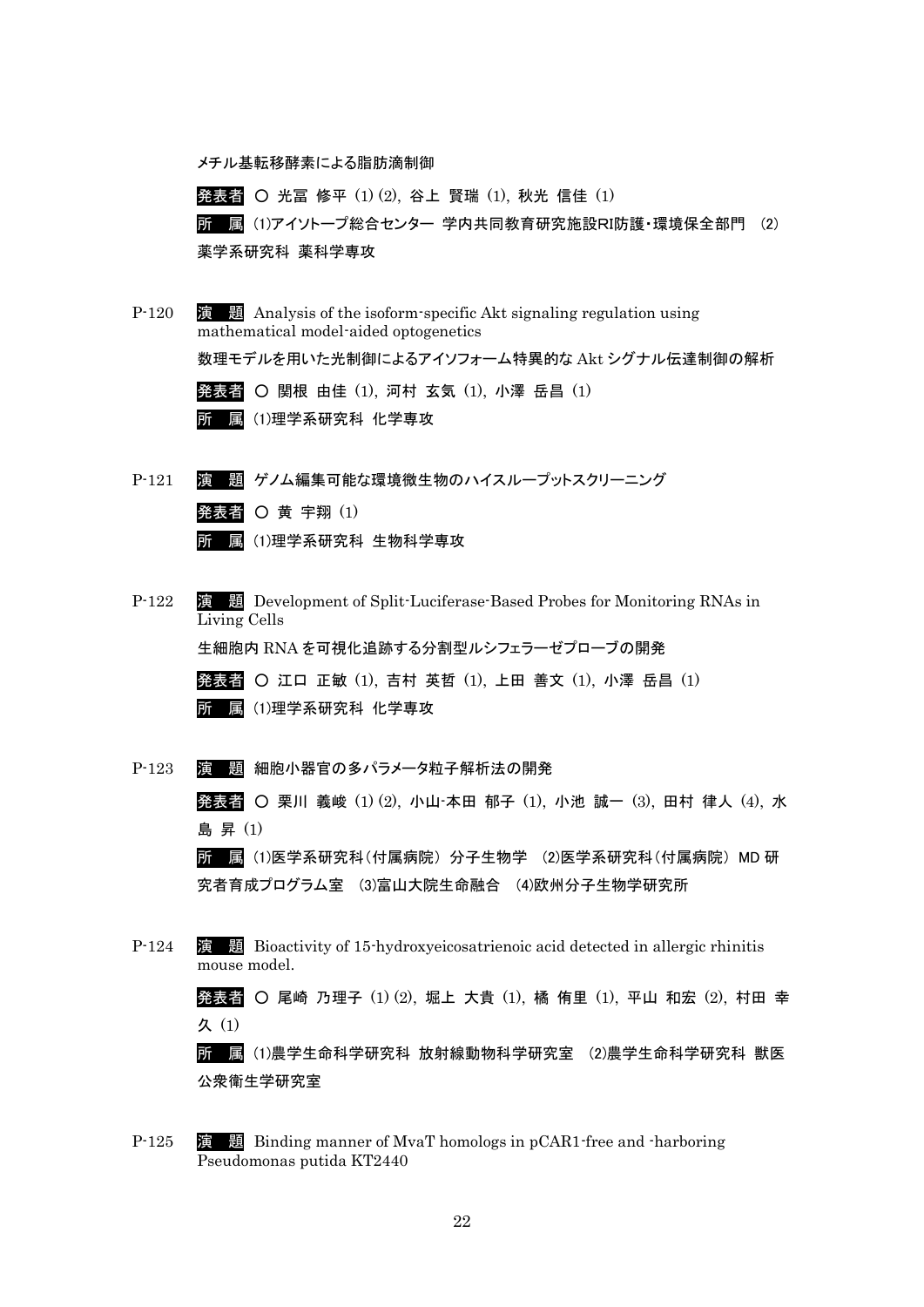メチル基転移酵素による脂肪滴制御

**発表者** ○ 光冨 修平 (1) (2), 谷上 賢瑞 (1), 秋光 信佳 (1)

**所　属** (1)アイソトープ総合センター 学内共同教育研究施設RI防護・環境保全部門 (2)薬学系研究科 薬科学専攻

P-120 **演　題** Analysis of the isoform-specific Akt signaling regulation using mathematical model-aided optogenetics

数理モデルを用いた光制御によるアイソフォーム特異的な Akt シグナル伝達制御の解析

**発表者** ○ 関根 由佳 (1), 河村 玄気 (1), 小澤 岳昌 (1)

**所　属** (1)理学系研究科 化学専攻

P-121 **演　題** ゲノム編集可能な環境微生物のハイスループットスクリーニング

**発表者** ○ 黄 宇翔 (1)

**所　属** (1)理学系研究科 生物科学専攻

P-122 **演　題** Development of Split-Luciferase-Based Probes for Monitoring RNAs in Living Cells

生細胞内 RNA を可視化追跡する分割型ルシフェラーゼプローブの開発

**発表者** ○ 江口 正敏 (1), 吉村 英哲 (1), 上田 善文 (1), 小澤 岳昌 (1)

**所　属** (1)理学系研究科 化学専攻

P-123 **演　題** 細胞小器官の多パラメータ粒子解析法の開発

**発表者** ○ 栗川 義峻 (1) (2), 小山-本田 郁子 (1), 小池 誠一 (3), 田村 律人 (4), 水島 昇 (1)

**所　属** (1)医学系研究科(付属病院) 分子生物学 (2)医学系研究科(付属病院) MD 研究者育成プログラム室 (3)富山大院生命融合 (4)欧州分子生物学研究所

P-124 **演　題** Bioactivity of 15-hydroxyeicosatrienoic acid detected in allergic rhinitis mouse model.

**発表者** ○ 尾崎 乃理子 (1) (2), 堀上 大貴 (1), 橘 侑里 (1), 平山 和宏 (2), 村田 幸久 (1)

**所　属** (1)農学生命科学研究科 放射線動物科学研究室 (2)農学生命科学研究科 獣医公衆衛生学研究室

P-125 **演　題** Binding manner of MvaT homologs in pCAR1-free and -harboring Pseudomonas putida KT2440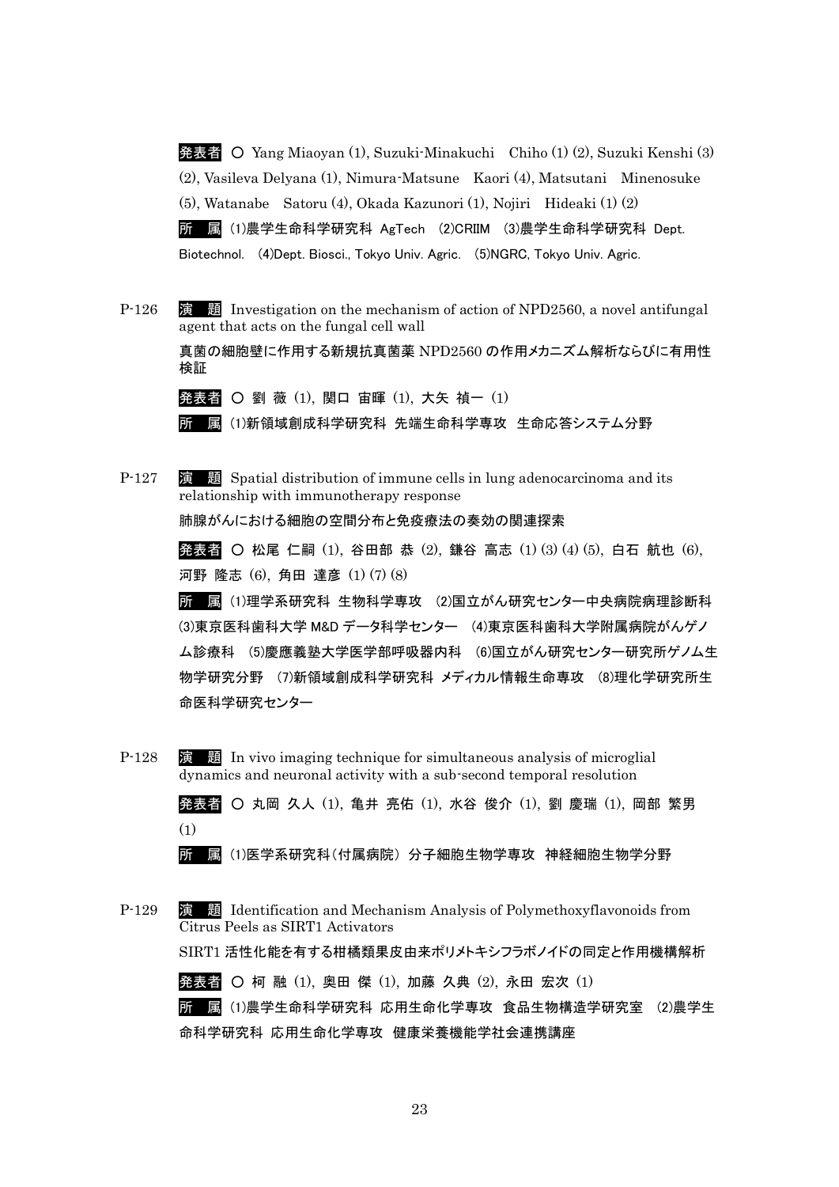発表者 ○ Yang Miaoyan (1), Suzuki-Minakuchi Chiho (1) (2), Suzuki Kenshi (3) (2), Vasileva Delyana (1), Nimura-Matsune Kaori (4), Matsutani Minenosuke (5), Watanabe Satoru (4), Okada Kazunori (1), Nojiri Hideaki (1) (2)

所　属 (1)農学生命科学研究科 AgTech (2)CRIIM (3)農学生命科学研究科 Dept. Biotechnol. (4)Dept. Biosci., Tokyo Univ. Agric. (5)NGRC, Tokyo Univ. Agric.

P-126 演　題 Investigation on the mechanism of action of NPD2560, a novel antifungal agent that acts on the fungal cell wall

真菌の細胞壁に作用する新規抗真菌薬 NPD2560 の作用メカニズム解析ならびに有用性検証

発表者 ○ 劉 薇 (1), 関口 宙暉 (1), 大矢 禎一 (1)

所　属 (1)新領域創成科学研究科 先端生命科学専攻 生命応答システム分野

P-127 演　題 Spatial distribution of immune cells in lung adenocarcinoma and its relationship with immunotherapy response

肺腺がんにおける細胞の空間分布と免疫療法の奏効の関連探索

発表者 ○ 松尾 仁嗣 (1), 谷田部 恭 (2), 鎌谷 高志 (1) (3) (4) (5), 白石 航也 (6), 河野 隆志 (6), 角田 達彦 (1) (7) (8)

所　属 (1)理学系研究科 生物科学専攻 (2)国立がん研究センター中央病院病理診断科 (3)東京医科歯科大学 M&D データ科学センター (4)東京医科歯科大学附属病院がんゲノム診療科 (5)慶應義塾大学医学部呼吸器内科 (6)国立がん研究センター研究所ゲノム生物学研究分野 (7)新領域創成科学研究科 メディカル情報生命専攻 (8)理化学研究所生命医科学研究センター

P-128 演　題 In vivo imaging technique for simultaneous analysis of microglial dynamics and neuronal activity with a sub-second temporal resolution

発表者 ○ 丸岡 久人 (1), 亀井 亮佑 (1), 水谷 俊介 (1), 劉 慶瑞 (1), 岡部 繁男 (1)

所　属 (1)医学系研究科(付属病院) 分子細胞生物学専攻 神経細胞生物学分野

P-129 演　題 Identification and Mechanism Analysis of Polymethoxyflavonoids from Citrus Peels as SIRT1 Activators

SIRT1 活性化能を有する柑橘類果皮由来ポリメトキシフラボノイドの同定と作用機構解析

発表者 ○ 柯 融 (1), 奥田 傑 (1), 加藤 久典 (2), 永田 宏次 (1)

所　属 (1)農学生命科学研究科 応用生命化学専攻 食品生物構造学研究室 (2)農学生命科学研究科 応用生命化学専攻 健康栄養機能学社会連携講座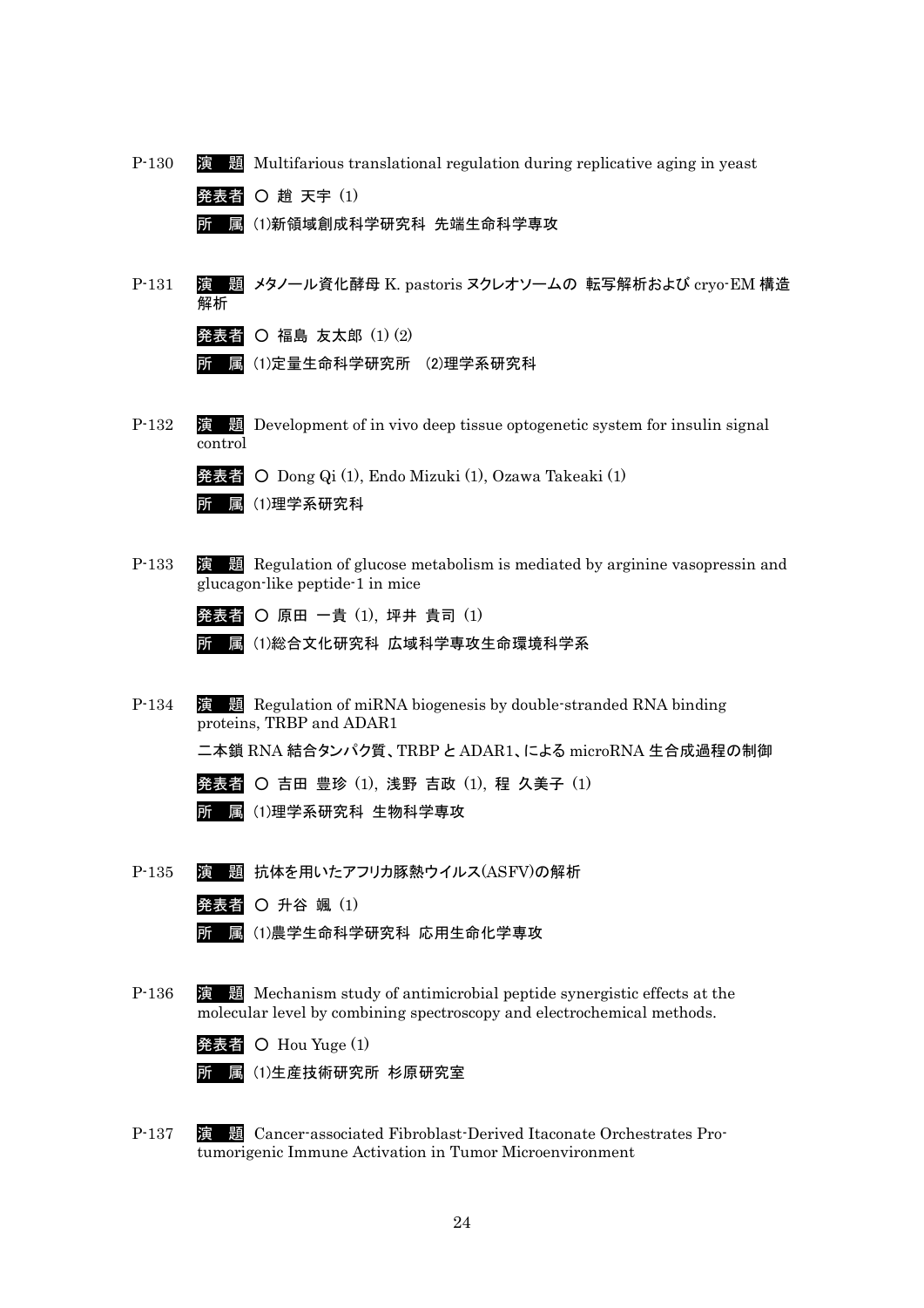P-130 演　題 Multifarious translational regulation during replicative aging in yeast

発表者 ○ 趙 天宇 (1)

所　属 (1)新領域創成科学研究科 先端生命科学専攻

P-131 演　題 メタノール資化酵母 K. pastoris ヌクレオソームの 転写解析および cryo-EM 構造解析

発表者 ○ 福島 友太郎 (1) (2)

所　属 (1)定量生命科学研究所 (2)理学系研究科

P-132 演　題 Development of in vivo deep tissue optogenetic system for insulin signal control

発表者 ○ Dong Qi (1), Endo Mizuki (1), Ozawa Takeaki (1)

所　属 (1)理学系研究科

P-133 演　題 Regulation of glucose metabolism is mediated by arginine vasopressin and glucagon-like peptide-1 in mice

発表者 ○ 原田 一貴 (1), 坪井 貴司 (1)

所　属 (1)総合文化研究科 広域科学専攻生命環境科学系

P-134 演　題 Regulation of miRNA biogenesis by double-stranded RNA binding proteins, TRBP and ADAR1

二本鎖 RNA 結合タンパク質、TRBP と ADAR1、による microRNA 生合成過程の制御

発表者 ○ 吉田 豊珍 (1), 浅野 吉政 (1), 程 久美子 (1)

所　属 (1)理学系研究科 生物科学専攻

P-135 演　題 抗体を用いたアフリカ豚熱ウイルス(ASFV)の解析

発表者 ○ 升谷 颯 (1)

所　属 (1)農学生命科学研究科 応用生命化学専攻

P-136 演　題 Mechanism study of antimicrobial peptide synergistic effects at the molecular level by combining spectroscopy and electrochemical methods.

発表者 ○ Hou Yuge (1)

所　属 (1)生産技術研究所 杉原研究室

P-137 演　題 Cancer-associated Fibroblast-Derived Itaconate Orchestrates Pro-tumorigenic Immune Activation in Tumor Microenvironment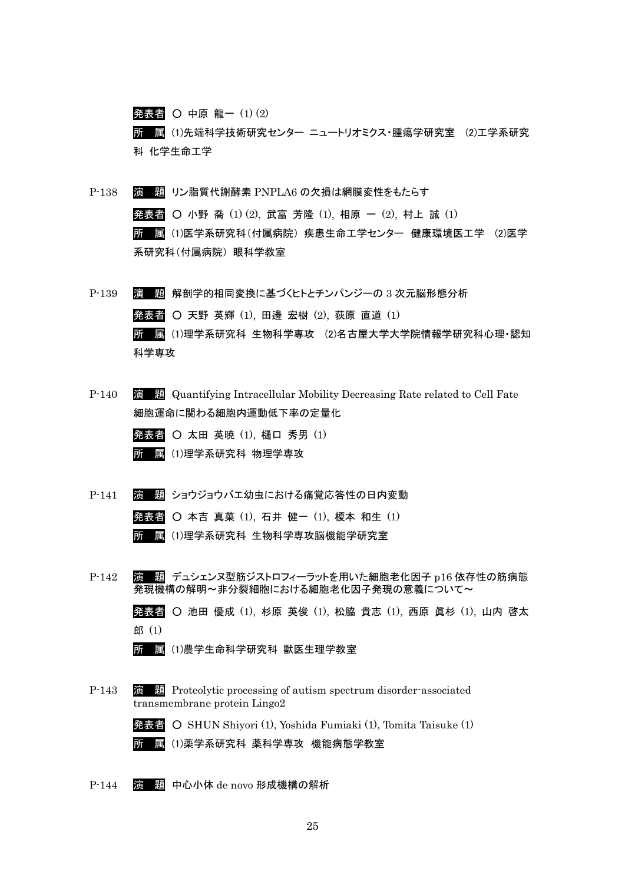発表者 ○ 中原 龍一 (1) (2)

所　属 (1)先端科学技術研究センター ニュートリオミクス・腫瘍学研究室　(2)工学系研究科 化学生命工学

P-138　演　題 リン脂質代謝酵素 PNPLA6 の欠損は網膜変性をもたらす

発表者 ○ 小野 喬 (1) (2), 武富 芳隆 (1), 相原 一 (2), 村上 誠 (1)

所　属 (1)医学系研究科（付属病院） 疾患生命工学センター　健康環境医工学　(2)医学系研究科（付属病院） 眼科学教室

P-139　演　題 解剖学的相同変換に基づくヒトとチンパンジーの 3 次元脳形態分析

発表者 ○ 天野 英輝 (1), 田邊 宏樹 (2), 荻原 直道 (1)

所　属 (1)理学系研究科 生物科学専攻　(2)名古屋大学大学院情報学研究科心理・認知科学専攻

P-140　演　題 Quantifying Intracellular Mobility Decreasing Rate related to Cell Fate 細胞運命に関わる細胞内運動低下率の定量化

発表者 ○ 太田 英暁 (1), 樋口 秀男 (1)

所　属 (1)理学系研究科 物理学専攻

P-141　演　題 ショウジョウバエ幼虫における痛覚応答性の日内変動

発表者 ○ 本吉 真菜 (1), 石井 健一 (1), 榎本 和生 (1)

所　属 (1)理学系研究科 生物科学専攻脳機能学研究室

P-142　演　題 デュシェンヌ型筋ジストロフィーラットを用いた細胞老化因子 p16 依存性の筋病態発現機構の解明～非分裂細胞における細胞老化因子発現の意義について～

発表者 ○ 池田 優成 (1), 杉原 英俊 (1), 松脇 貴志 (1), 西原 眞杉 (1), 山内 啓太郎 (1)

所　属 (1)農学生命科学研究科 獣医生理学教室

P-143　演　題 Proteolytic processing of autism spectrum disorder-associated transmembrane protein Lingo2

発表者 ○ SHUN Shiyori (1), Yoshida Fumiaki (1), Tomita Taisuke (1)

所　属 (1)薬学系研究科 薬科学専攻　機能病態学教室

P-144　演　題 中心小体 de novo 形成機構の解析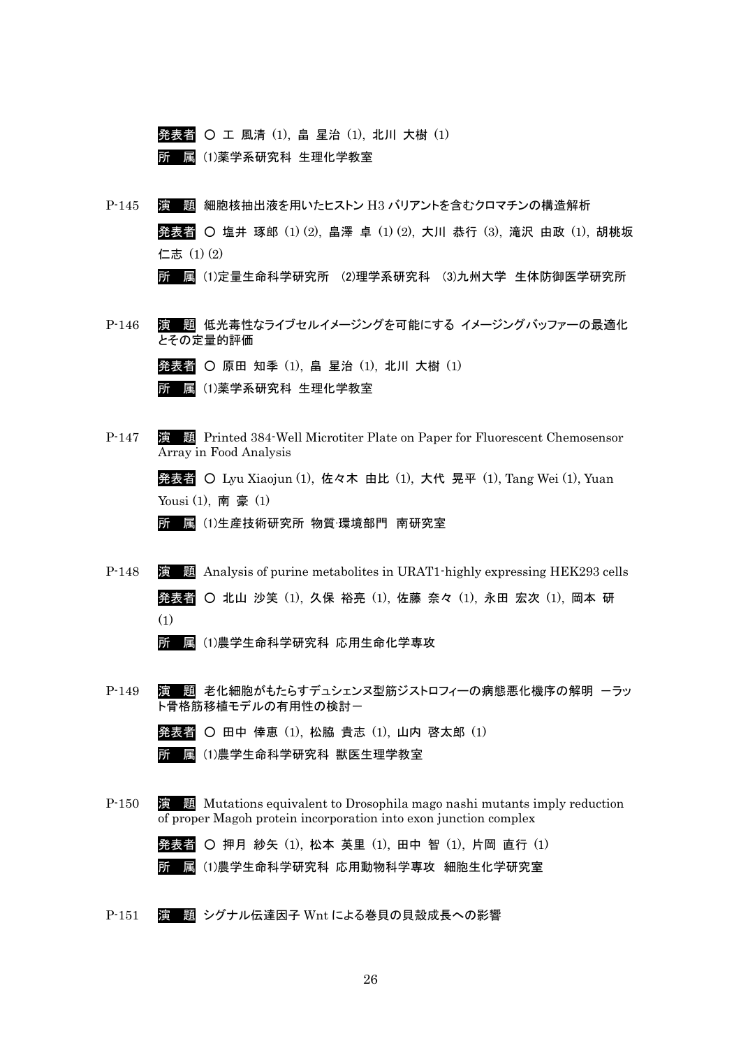発表者 ○ 工 風清 (1), 畠 星治 (1), 北川 大樹 (1)

所 属 (1)薬学系研究科 生理化学教室

P-145 演 題 細胞核抽出液を用いたヒストン H3 バリアントを含むクロマチンの構造解析

発表者 ○ 塩井 琢郎 (1) (2), 畠澤 卓 (1) (2), 大川 恭行 (3), 滝沢 由政 (1), 胡桃坂 仁志 (1) (2)

所 属 (1)定量生命科学研究所 (2)理学系研究科 (3)九州大学 生体防御医学研究所

P-146 演 題 低光毒性なライブセルイメージングを可能にする イメージングバッファーの最適化とその定量的評価

発表者 ○ 原田 知季 (1), 畠 星治 (1), 北川 大樹 (1)

所 属 (1)薬学系研究科 生理化学教室

P-147 演 題 Printed 384-Well Microtiter Plate on Paper for Fluorescent Chemosensor Array in Food Analysis

発表者 ○ Lyu Xiaojun (1), 佐々木 由比 (1), 大代 晃平 (1), Tang Wei (1), Yuan Yousi (1), 南 豪 (1)

所 属 (1)生産技術研究所 物質·環境部門 南研究室

P-148 演 題 Analysis of purine metabolites in URAT1-highly expressing HEK293 cells

発表者 ○ 北山 沙笑 (1), 久保 裕亮 (1), 佐藤 奈々 (1), 永田 宏次 (1), 岡本 研 (1)

所 属 (1)農学生命科学研究科 応用生命化学専攻

P-149 演 題 老化細胞がもたらすデュシェンヌ型筋ジストロフィーの病態悪化機序の解明 ーラット骨格筋移植モデルの有用性の検討ー

発表者 ○ 田中 倖恵 (1), 松脇 貴志 (1), 山内 啓太郎 (1)

所 属 (1)農学生命科学研究科 獣医生理学教室

P-150 演 題 Mutations equivalent to Drosophila mago nashi mutants imply reduction of proper Magoh protein incorporation into exon junction complex

発表者 ○ 押月 紗矢 (1), 松本 英里 (1), 田中 智 (1), 片岡 直行 (1)

所 属 (1)農学生命科学研究科 応用動物科学専攻 細胞生化学研究室

P-151 演 題 シグナル伝達因子 Wnt による巻貝の貝殻成長への影響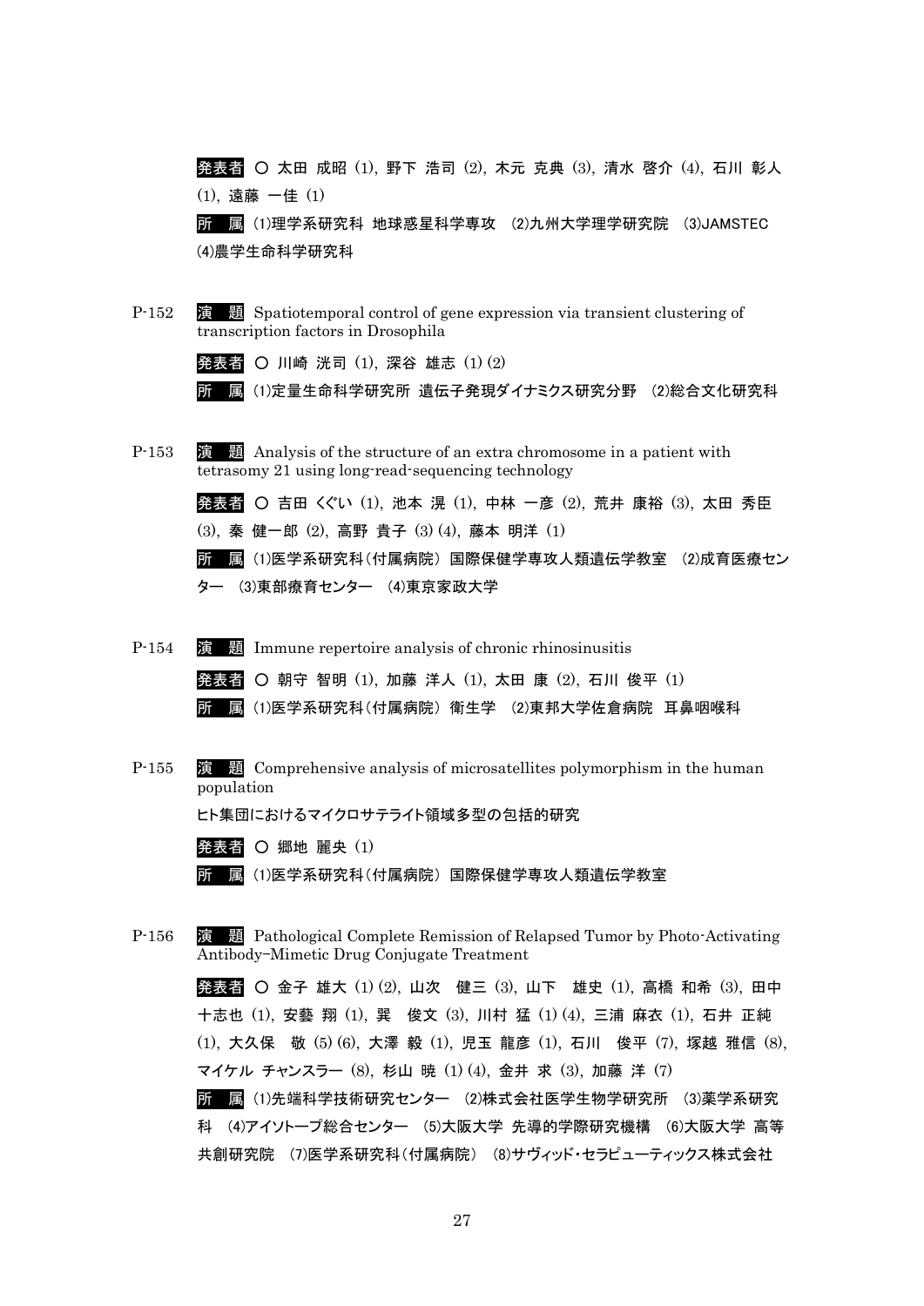**発表者** ○ 太田 成昭 (1), 野下 浩司 (2), 木元 克典 (3), 清水 啓介 (4), 石川 彰人 (1), 遠藤 一佳 (1)

**所　属** (1)理学系研究科 地球惑星科学専攻 (2)九州大学理学研究院 (3)JAMSTEC (4)農学生命科学研究科

P-152 **演　題** Spatiotemporal control of gene expression via transient clustering of transcription factors in Drosophila

**発表者** ○ 川崎 洸司 (1), 深谷 雄志 (1) (2)

**所　属** (1)定量生命科学研究所 遺伝子発現ダイナミクス研究分野 (2)総合文化研究科

P-153 **演　題** Analysis of the structure of an extra chromosome in a patient with tetrasomy 21 using long-read-sequencing technology

**発表者** ○ 吉田 くぐい (1), 池本 滉 (1), 中林 一彦 (2), 荒井 康裕 (3), 太田 秀臣 (3), 秦 健一郎 (2), 高野 貴子 (3) (4), 藤本 明洋 (1)

**所　属** (1)医学系研究科(付属病院) 国際保健学専攻人類遺伝学教室 (2)成育医療センター (3)東部療育センター (4)東京家政大学

P-154 **演　題** Immune repertoire analysis of chronic rhinosinusitis

**発表者** ○ 朝守 智明 (1), 加藤 洋人 (1), 太田 康 (2), 石川 俊平 (1)

**所　属** (1)医学系研究科(付属病院) 衛生学 (2)東邦大学佐倉病院 耳鼻咽喉科

P-155 **演　題** Comprehensive analysis of microsatellites polymorphism in the human population

ヒト集団におけるマイクロサテライト領域多型の包括的研究

**発表者** ○ 郷地 麗央 (1)

**所　属** (1)医学系研究科(付属病院) 国際保健学専攻人類遺伝学教室

P-156 **演　題** Pathological Complete Remission of Relapsed Tumor by Photo-Activating Antibody-Mimetic Drug Conjugate Treatment

**発表者** ○ 金子 雄大 (1) (2), 山次　健三 (3), 山下　雄史 (1), 高橋 和希 (3), 田中 十志也 (1), 安藝 翔 (1), 巽　俊文 (3), 川村 猛 (1) (4), 三浦 麻衣 (1), 石井 正純 (1), 大久保　敬 (5) (6), 大澤 毅 (1), 児玉 龍彦 (1), 石川　俊平 (7), 塚越 雅信 (8), マイケル チャンスラー (8), 杉山 暁 (1) (4), 金井 求 (3), 加藤 洋 (7)

**所　属** (1)先端科学技術研究センター (2)株式会社医学生物学研究所 (3)薬学系研究科 (4)アイソトープ総合センター (5)大阪大学 先導的学際研究機構 (6)大阪大学 高等共創研究院 (7)医学系研究科(付属病院) (8)サヴィッド・セラピューティックス株式会社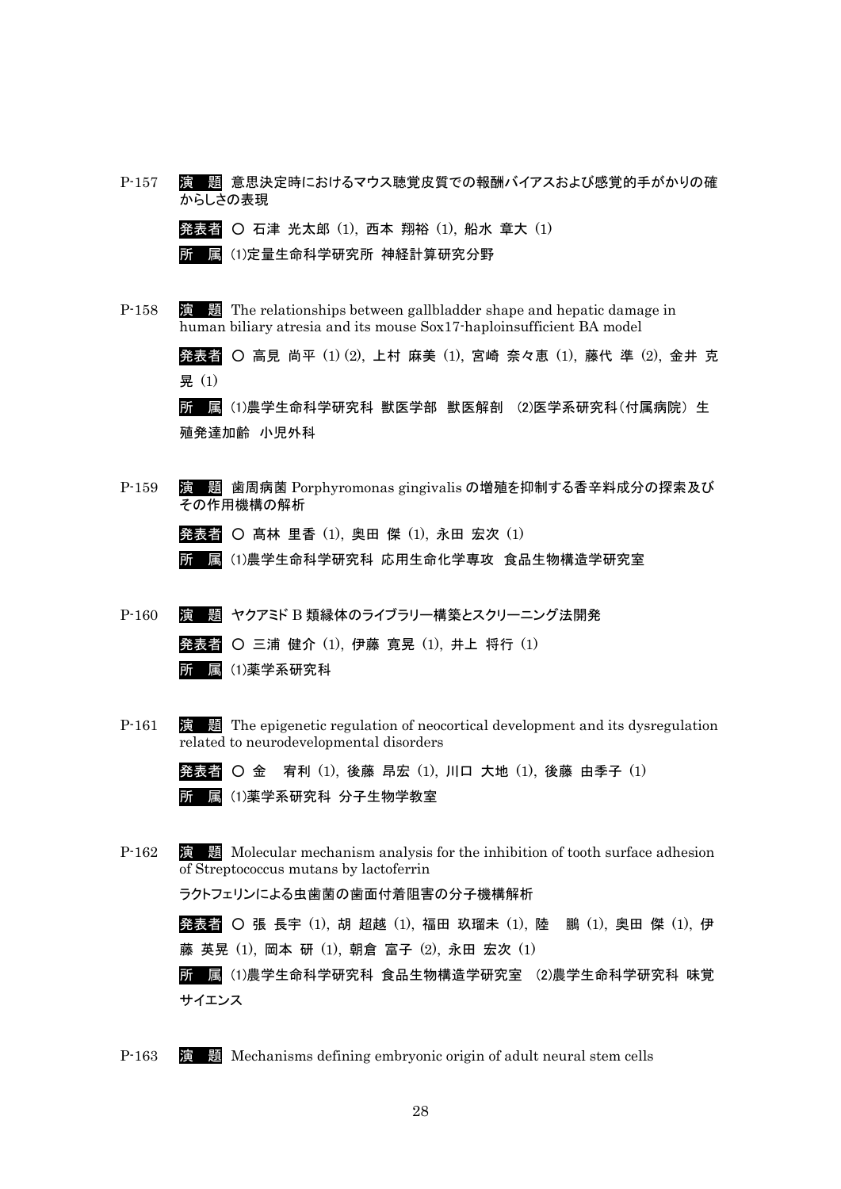P-157 **演　題** 意思決定時におけるマウス聴覚皮質での報酬バイアスおよび感覚的手がかりの確からしさの表現

**発表者** ○ 石津 光太郎 (1), 西本 翔裕 (1), 船水 章大 (1)

**所　属** (1)定量生命科学研究所 神経計算研究分野

P-158 **演　題** The relationships between gallbladder shape and hepatic damage in human biliary atresia and its mouse Sox17-haploinsufficient BA model

**発表者** ○ 高見 尚平 (1) (2), 上村 麻美 (1), 宮崎 奈々恵 (1), 藤代 準 (2), 金井 克晃 (1)

**所　属** (1)農学生命科学研究科 獣医学部 獣医解剖 (2)医学系研究科(付属病院) 生殖発達加齢 小児外科

P-159 **演　題** 歯周病菌 Porphyromonas gingivalis の増殖を抑制する香辛料成分の探索及びその作用機構の解析

**発表者** ○ 髙林 里香 (1), 奥田 傑 (1), 永田 宏次 (1)

**所　属** (1)農学生命科学研究科 応用生命化学専攻 食品生物構造学研究室

P-160 **演　題** ヤクアミド B 類縁体のライブラリー構築とスクリーニング法開発

**発表者** ○ 三浦 健介 (1), 伊藤 寛晃 (1), 井上 将行 (1)

**所　属** (1)薬学系研究科

P-161 **演　題** The epigenetic regulation of neocortical development and its dysregulation related to neurodevelopmental disorders

**発表者** ○ 金　宥利 (1), 後藤 昂宏 (1), 川口 大地 (1), 後藤 由季子 (1)

**所　属** (1)薬学系研究科 分子生物学教室

P-162 **演　題** Molecular mechanism analysis for the inhibition of tooth surface adhesion of Streptococcus mutans by lactoferrin

ラクトフェリンによる虫歯菌の歯面付着阻害の分子機構解析

**発表者** ○ 張 長宇 (1), 胡 超越 (1), 福田 玖瑠未 (1), 陸　鵬 (1), 奥田 傑 (1), 伊藤 英晃 (1), 岡本 研 (1), 朝倉 富子 (2), 永田 宏次 (1)

**所　属** (1)農学生命科学研究科 食品生物構造学研究室 (2)農学生命科学研究科 味覚サイエンス

P-163 **演　題** Mechanisms defining embryonic origin of adult neural stem cells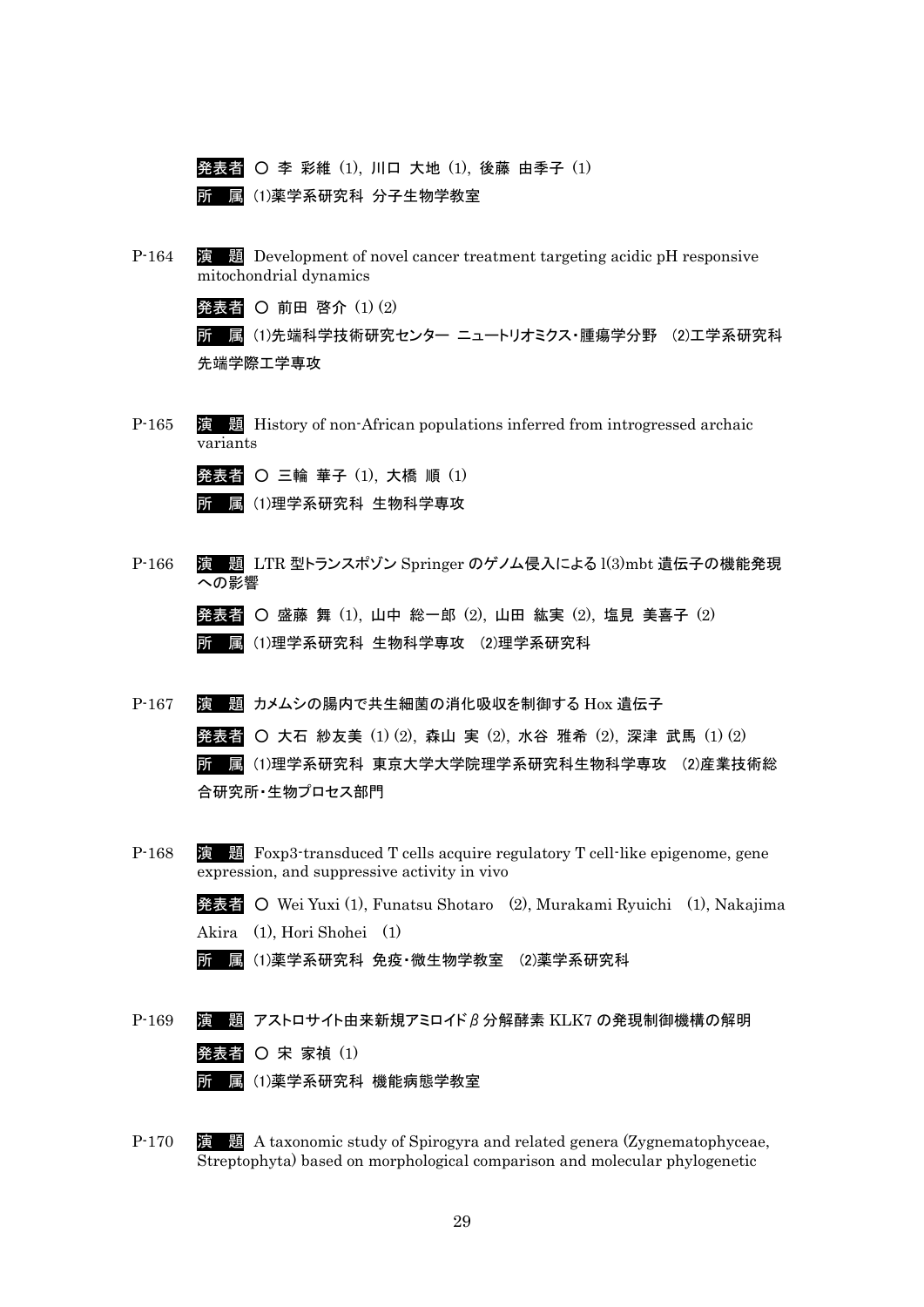発表者 ○ 李 彩維 (1), 川口 大地 (1), 後藤 由季子 (1)

所 属 (1)薬学系研究科 分子生物学教室

P-164 演 題 Development of novel cancer treatment targeting acidic pH responsive mitochondrial dynamics

発表者 ○ 前田 啓介 (1) (2)

所 属 (1)先端科学技術研究センター ニュートリオミクス・腫瘍学分野 (2)工学系研究科 先端学際工学専攻

P-165 演 題 History of non-African populations inferred from introgressed archaic variants

発表者 ○ 三輪 華子 (1), 大橋 順 (1)

所 属 (1)理学系研究科 生物科学専攻

P-166 演 題 LTR 型トランスポゾン Springer のゲノム侵入による l(3)mbt 遺伝子の機能発現への影響

発表者 ○ 盛藤 舞 (1), 山中 総一郎 (2), 山田 紘実 (2), 塩見 美喜子 (2)

所 属 (1)理学系研究科 生物科学専攻 (2)理学系研究科

P-167 演 題 カメムシの腸内で共生細菌の消化吸収を制御する Hox 遺伝子

発表者 ○ 大石 紗友美 (1) (2), 森山 実 (2), 水谷 雅希 (2), 深津 武馬 (1) (2)

所 属 (1)理学系研究科 東京大学大学院理学系研究科生物科学専攻 (2)産業技術総合研究所・生物プロセス部門

P-168 演 題 Foxp3-transduced T cells acquire regulatory T cell-like epigenome, gene expression, and suppressive activity in vivo

発表者 ○ Wei Yuxi (1), Funatsu Shotaro (2), Murakami Ryuichi (1), Nakajima Akira (1), Hori Shohei (1)

所 属 (1)薬学系研究科 免疫・微生物学教室 (2)薬学系研究科

P-169 演 題 アストロサイト由来新規アミロイドβ分解酵素 KLK7 の発現制御機構の解明

発表者 ○ 宋 家禎 (1)

所 属 (1)薬学系研究科 機能病態学教室

P-170 演 題 A taxonomic study of Spirogyra and related genera (Zygnematophyceae, Streptophyta) based on morphological comparison and molecular phylogenetic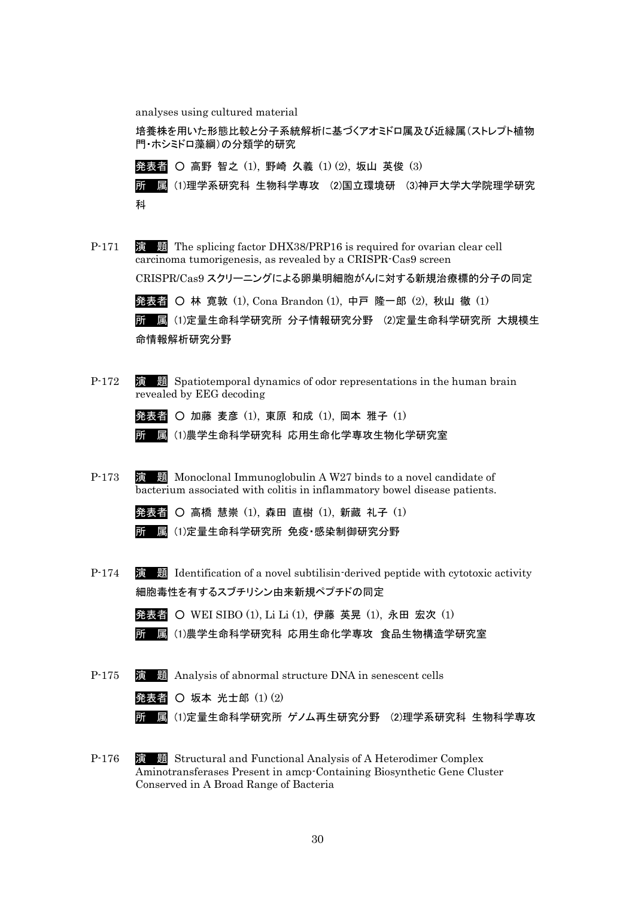analyses using cultured material

培養株を用いた形態比較と分子系統解析に基づくアオミドロ属及び近縁属（ストレプト植物門・ホシミドロ藻綱）の分類学的研究

**発表者** ○ 高野 智之 (1), 野崎 久義 (1) (2), 坂山 英俊 (3)

**所　属** (1)理学系研究科 生物科学専攻 (2)国立環境研 (3)神戸大学大学院理学研究科

P-171 **演　題** The splicing factor DHX38/PRP16 is required for ovarian clear cell carcinoma tumorigenesis, as revealed by a CRISPR-Cas9 screen

CRISPR/Cas9 スクリーニングによる卵巣明細胞がんに対する新規治療標的分子の同定

**発表者** ○ 林 寛敦 (1), Cona Brandon (1), 中戸 隆一郎 (2), 秋山 徹 (1)

**所　属** (1)定量生命科学研究所 分子情報研究分野 (2)定量生命科学研究所 大規模生命情報解析研究分野

P-172 **演　題** Spatiotemporal dynamics of odor representations in the human brain revealed by EEG decoding

**発表者** ○ 加藤 麦彦 (1), 東原 和成 (1), 岡本 雅子 (1)

**所　属** (1)農学生命科学研究科 応用生命化学専攻生物化学研究室

P-173 **演　題** Monoclonal Immunoglobulin A W27 binds to a novel candidate of bacterium associated with colitis in inflammatory bowel disease patients.

**発表者** ○ 高橋 慧崇 (1), 森田 直樹 (1), 新藏 礼子 (1)

**所　属** (1)定量生命科学研究所 免疫・感染制御研究分野

P-174 **演　題** Identification of a novel subtilisin-derived peptide with cytotoxic activity

細胞毒性を有するスブチリシン由来新規ペプチドの同定

**発表者** ○ WEI SIBO (1), Li Li (1), 伊藤 英晃 (1), 永田 宏次 (1)

**所　属** (1)農学生命科学研究科 応用生命化学専攻 食品生物構造学研究室

P-175 **演　題** Analysis of abnormal structure DNA in senescent cells

**発表者** ○ 坂本 光士郎 (1) (2)

**所　属** (1)定量生命科学研究所 ゲノム再生研究分野 (2)理学系研究科 生物科学専攻

P-176 **演　題** Structural and Functional Analysis of A Heterodimer Complex Aminotransferases Present in amcp-Containing Biosynthetic Gene Cluster Conserved in A Broad Range of Bacteria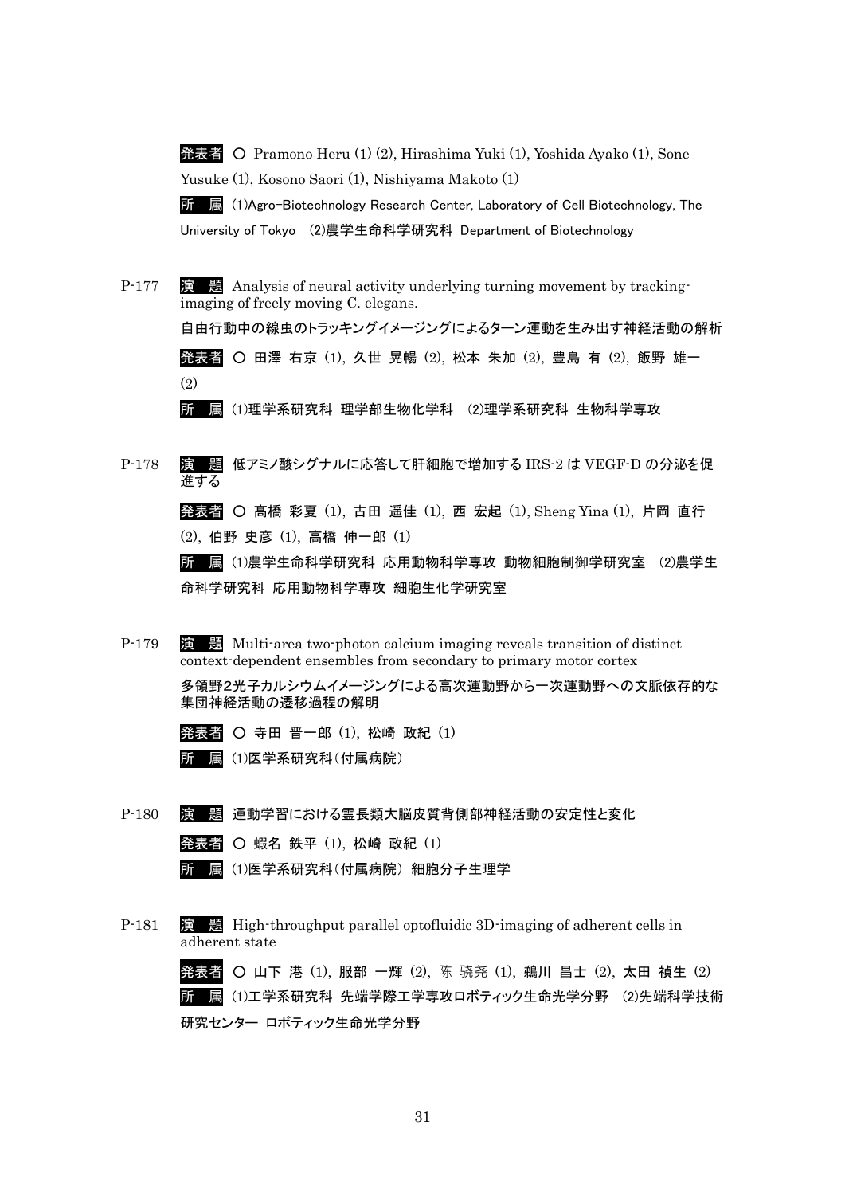**発表者** ○ Pramono Heru (1) (2), Hirashima Yuki (1), Yoshida Ayako (1), Sone Yusuke (1), Kosono Saori (1), Nishiyama Makoto (1)

**所　属** (1)Agro-Biotechnology Research Center, Laboratory of Cell Biotechnology, The University of Tokyo　(2)農学生命科学研究科 Department of Biotechnology

P-177　**演　題** Analysis of neural activity underlying turning movement by tracking-imaging of freely moving C. elegans.

自由行動中の線虫のトラッキングイメージングによるターン運動を生み出す神経活動の解析

**発表者** ○ 田澤 右京 (1), 久世 晃暢 (2), 松本 朱加 (2), 豊島 有 (2), 飯野 雄一 (2)

**所　属** (1)理学系研究科 理学部生物化学科　(2)理学系研究科 生物科学専攻

P-178　**演　題** 低アミノ酸シグナルに応答して肝細胞で増加する IRS-2 は VEGF-D の分泌を促進する

**発表者** ○ 髙橋 彩夏 (1), 古田 遥佳 (1), 西 宏起 (1), Sheng Yina (1), 片岡 直行 (2), 伯野 史彦 (1), 高橋 伸一郎 (1)

**所　属** (1)農学生命科学研究科 応用動物科学専攻 動物細胞制御学研究室　(2)農学生命科学研究科 応用動物科学専攻 細胞生化学研究室

P-179　**演　題** Multi-area two-photon calcium imaging reveals transition of distinct context-dependent ensembles from secondary to primary motor cortex

多領野2光子カルシウムイメージングによる高次運動野から一次運動野への文脈依存的な集団神経活動の遷移過程の解明

**発表者** ○ 寺田 晋一郎 (1), 松崎 政紀 (1)

**所　属** (1)医学系研究科(付属病院)

P-180　**演　題** 運動学習における霊長類大脳皮質背側部神経活動の安定性と変化

**発表者** ○ 蝦名 鉄平 (1), 松崎 政紀 (1)

**所　属** (1)医学系研究科(付属病院) 細胞分子生理学

P-181　**演　題** High-throughput parallel optofluidic 3D-imaging of adherent cells in adherent state

**発表者** ○ 山下 港 (1), 服部 一輝 (2), 陈 骁尧 (1), 鵜川 昌士 (2), 太田 禎生 (2)

**所　属** (1)工学系研究科 先端学際工学専攻ロボティック生命光学分野　(2)先端科学技術研究センター ロボティック生命光学分野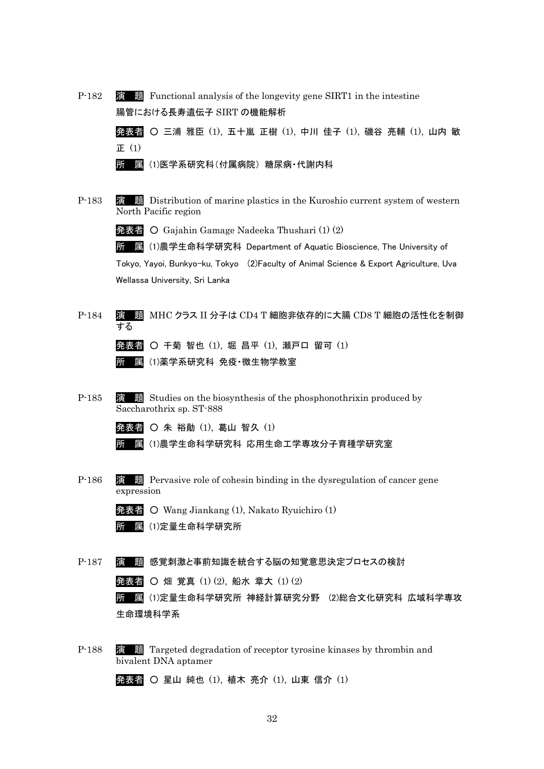P-182 **演　題** Functional analysis of the longevity gene SIRT1 in the intestine
腸管における長寿遺伝子 SIRT の機能解析

**発表者** ○ 三浦 雅臣 (1), 五十嵐 正樹 (1), 中川 佳子 (1), 磯谷 亮輔 (1), 山内 敏正 (1)

**所　属** (1)医学系研究科(付属病院) 糖尿病・代謝内科

P-183 **演　題** Distribution of marine plastics in the Kuroshio current system of western North Pacific region

**発表者** ○ Gajahin Gamage Nadeeka Thushari (1) (2)

**所　属** (1)農学生命科学研究科 Department of Aquatic Bioscience, The University of Tokyo, Yayoi, Bunkyo-ku, Tokyo (2)Faculty of Animal Science & Export Agriculture, Uva Wellassa University, Sri Lanka

P-184 **演　題** MHC クラス II 分子は CD4 T 細胞非依存的に大腸 CD8 T 細胞の活性化を制御する

**発表者** ○ 千菊 智也 (1), 堀 昌平 (1), 瀬戸口 留可 (1)

**所　属** (1)薬学系研究科 免疫・微生物学教室

P-185 **演　題** Studies on the biosynthesis of the phosphonothrixin produced by Saccharothrix sp. ST-888

**発表者** ○ 朱 裕勛 (1), 葛山 智久 (1)

**所　属** (1)農学生命科学研究科 応用生命工学専攻分子育種学研究室

P-186 **演　題** Pervasive role of cohesin binding in the dysregulation of cancer gene expression

**発表者** ○ Wang Jiankang (1), Nakato Ryuichiro (1)

**所　属** (1)定量生命科学研究所

P-187 **演　題** 感覚刺激と事前知識を統合する脳の知覚意思決定プロセスの検討

**発表者** ○ 畑 覚真 (1) (2), 船水 章大 (1) (2)

**所　属** (1)定量生命科学研究所 神経計算研究分野 (2)総合文化研究科 広域科学専攻生命環境科学系

P-188 **演　題** Targeted degradation of receptor tyrosine kinases by thrombin and bivalent DNA aptamer

**発表者** ○ 星山 純也 (1), 植木 亮介 (1), 山東 信介 (1)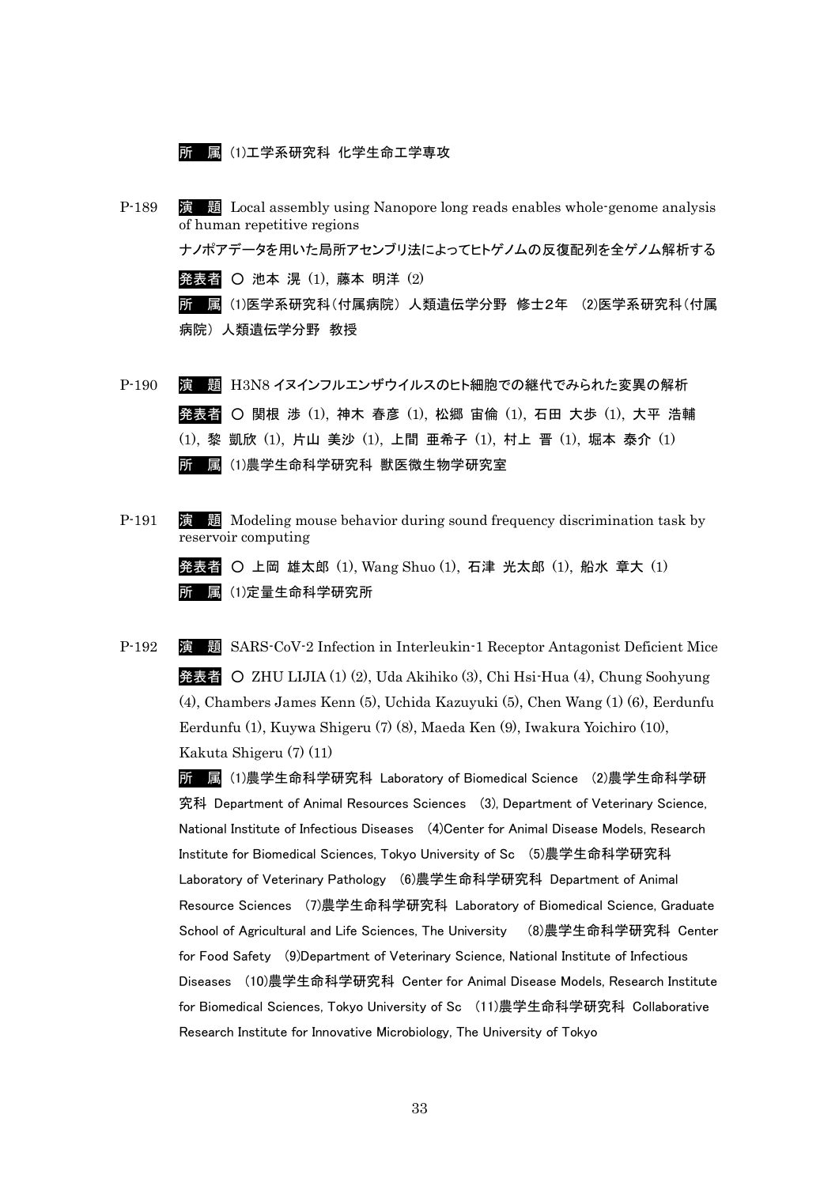所　属　(1)工学系研究科　化学生命工学専攻

P-189　演　題　Local assembly using Nanopore long reads enables whole-genome analysis of human repetitive regions

ナノポアデータを用いた局所アセンブリ法によってヒトゲノムの反復配列を全ゲノム解析する

発表者　○ 池本 滉 (1), 藤本 明洋 (2)

所　属　(1)医学系研究科(付属病院) 人類遺伝学分野　修士2年　(2)医学系研究科(付属病院) 人類遺伝学分野　教授

P-190　演　題　H3N8 イヌインフルエンザウイルスのヒト細胞での継代でみられた変異の解析

発表者　○ 関根 渉 (1), 神木 春彦 (1), 松郷 宙倫 (1), 石田 大歩 (1), 大平 浩輔 (1), 黎 凱欣 (1), 片山 美沙 (1), 上間 亜希子 (1), 村上 晋 (1), 堀本 泰介 (1)

所　属　(1)農学生命科学研究科　獣医微生物学研究室

P-191　演　題　Modeling mouse behavior during sound frequency discrimination task by reservoir computing

発表者　○ 上岡 雄太郎 (1), Wang Shuo (1), 石津 光太郎 (1), 船水 章大 (1)

所　属　(1)定量生命科学研究所

P-192　演　題　SARS-CoV-2 Infection in Interleukin-1 Receptor Antagonist Deficient Mice

発表者　○ ZHU LIJIA (1) (2), Uda Akihiko (3), Chi Hsi-Hua (4), Chung Soohyung (4), Chambers James Kenn (5), Uchida Kazuyuki (5), Chen Wang (1) (6), Eerdunfu Eerdunfu (1), Kuywa Shigeru (7) (8), Maeda Ken (9), Iwakura Yoichiro (10), Kakuta Shigeru (7) (11)

所　属　(1)農学生命科学研究科 Laboratory of Biomedical Science　(2)農学生命科学研究科 Department of Animal Resources Sciences　(3), Department of Veterinary Science, National Institute of Infectious Diseases　(4)Center for Animal Disease Models, Research Institute for Biomedical Sciences, Tokyo University of Sc　(5)農学生命科学研究科 Laboratory of Veterinary Pathology　(6)農学生命科学研究科 Department of Animal Resource Sciences　(7)農学生命科学研究科 Laboratory of Biomedical Science, Graduate School of Agricultural and Life Sciences, The University　(8)農学生命科学研究科 Center for Food Safety　(9)Department of Veterinary Science, National Institute of Infectious Diseases　(10)農学生命科学研究科 Center for Animal Disease Models, Research Institute for Biomedical Sciences, Tokyo University of Sc　(11)農学生命科学研究科 Collaborative Research Institute for Innovative Microbiology, The University of Tokyo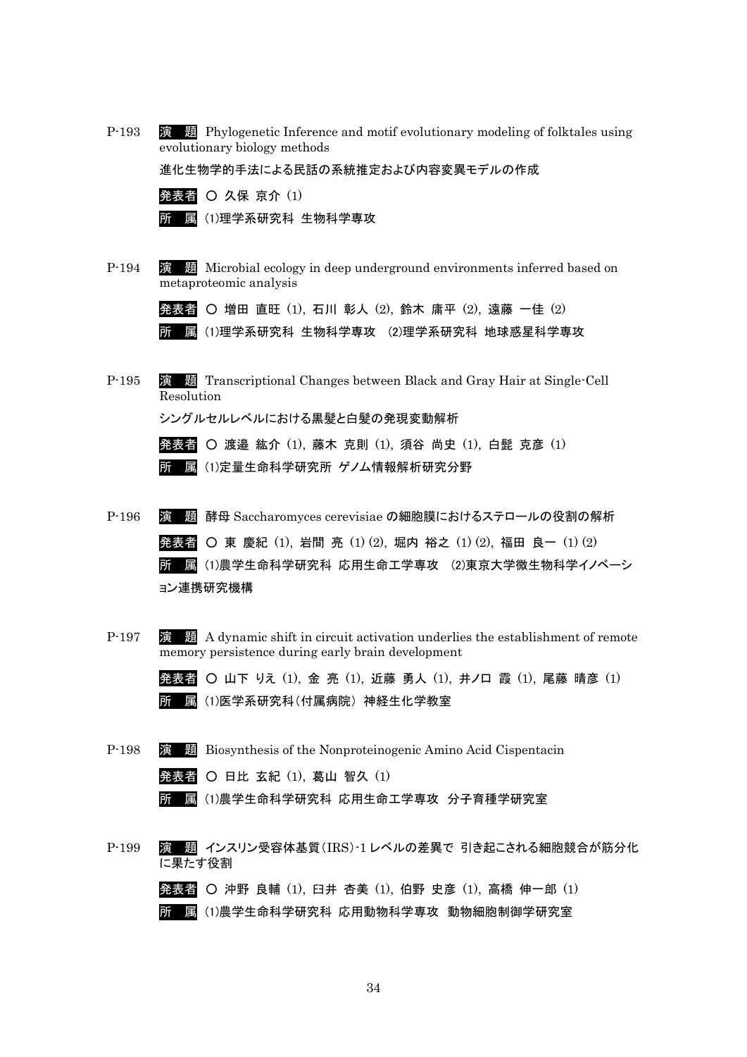P-193 **演　題** Phylogenetic Inference and motif evolutionary modeling of folktales using evolutionary biology methods

進化生物学的手法による民話の系統推定および内容変異モデルの作成

**発表者** ○ 久保 京介 (1)

**所　属** (1)理学系研究科 生物科学専攻

P-194 **演　題** Microbial ecology in deep underground environments inferred based on metaproteomic analysis

**発表者** ○ 増田 直旺 (1), 石川 彰人 (2), 鈴木 庸平 (2), 遠藤 一佳 (2)

**所　属** (1)理学系研究科 生物科学専攻　(2)理学系研究科 地球惑星科学専攻

P-195 **演　題** Transcriptional Changes between Black and Gray Hair at Single-Cell Resolution

シングルセルレベルにおける黒髪と白髪の発現変動解析

**発表者** ○ 渡邉 紘介 (1), 藤木 克則 (1), 須谷 尚史 (1), 白髭 克彦 (1)

**所　属** (1)定量生命科学研究所 ゲノム情報解析研究分野

P-196 **演　題** 酵母 Saccharomyces cerevisiae の細胞膜におけるステロールの役割の解析

**発表者** ○ 東 慶紀 (1), 岩間 亮 (1) (2), 堀内 裕之 (1) (2), 福田 良一 (1) (2)

**所　属** (1)農学生命科学研究科 応用生命工学専攻　(2)東京大学微生物科学イノベーション連携研究機構

P-197 **演　題** A dynamic shift in circuit activation underlies the establishment of remote memory persistence during early brain development

**発表者** ○ 山下 りえ (1), 金 亮 (1), 近藤 勇人 (1), 井ノ口 霞 (1), 尾藤 晴彦 (1)

**所　属** (1)医学系研究科（付属病院） 神経生化学教室

P-198 **演　題** Biosynthesis of the Nonproteinogenic Amino Acid Cispentacin

**発表者** ○ 日比 玄紀 (1), 葛山 智久 (1)

**所　属** (1)農学生命科学研究科 応用生命工学専攻　分子育種学研究室

P-199 **演　題** インスリン受容体基質（IRS）-1 レベルの差異で 引き起こされる細胞競合が筋分化に果たす役割

**発表者** ○ 沖野 良輔 (1), 臼井 杏美 (1), 伯野 史彦 (1), 高橋 伸一郎 (1)

**所　属** (1)農学生命科学研究科 応用動物科学専攻　動物細胞制御学研究室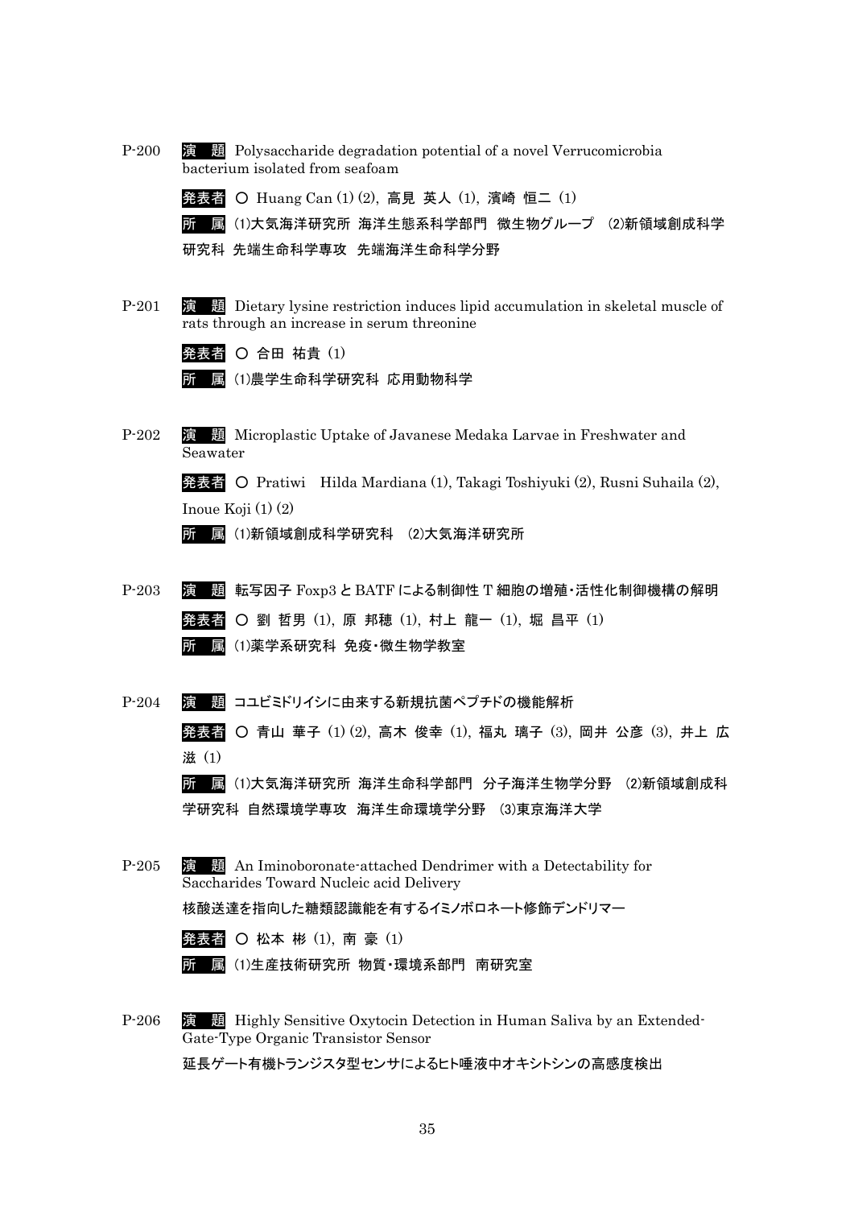P-200 **演　題** Polysaccharide degradation potential of a novel Verrucomicrobia bacterium isolated from seafoam

**発表者** ○ Huang Can (1) (2), 高見 英人 (1), 濱崎 恒二 (1)

**所　属** (1)大気海洋研究所 海洋生態系科学部門 微生物グループ (2)新領域創成科学研究科 先端生命科学専攻 先端海洋生命科学分野

P-201 **演　題** Dietary lysine restriction induces lipid accumulation in skeletal muscle of rats through an increase in serum threonine

**発表者** ○ 合田 祐貴 (1)

**所　属** (1)農学生命科学研究科 応用動物科学

P-202 **演　題** Microplastic Uptake of Javanese Medaka Larvae in Freshwater and Seawater

**発表者** ○ Pratiwi Hilda Mardiana (1), Takagi Toshiyuki (2), Rusni Suhaila (2), Inoue Koji (1) (2)

**所　属** (1)新領域創成科学研究科 (2)大気海洋研究所

P-203 **演　題** 転写因子 Foxp3 と BATF による制御性 T 細胞の増殖・活性化制御機構の解明

**発表者** ○ 劉 哲男 (1), 原 邦穂 (1), 村上 龍一 (1), 堀 昌平 (1)

**所　属** (1)薬学系研究科 免疫・微生物学教室

P-204 **演　題** コユビミドリイシに由来する新規抗菌ペプチドの機能解析

**発表者** ○ 青山 華子 (1) (2), 高木 俊幸 (1), 福丸 璃子 (3), 岡井 公彦 (3), 井上 広滋 (1)

**所　属** (1)大気海洋研究所 海洋生命科学部門 分子海洋生物学分野 (2)新領域創成科学研究科 自然環境学専攻 海洋生命環境学分野 (3)東京海洋大学

P-205 **演　題** An Iminoboronate-attached Dendrimer with a Detectability for Saccharides Toward Nucleic acid Delivery

核酸送達を指向した糖類認識能を有するイミノボロネート修飾デンドリマー

**発表者** ○ 松本 彬 (1), 南 豪 (1)

**所　属** (1)生産技術研究所 物質・環境系部門 南研究室

P-206 **演　題** Highly Sensitive Oxytocin Detection in Human Saliva by an Extended-Gate-Type Organic Transistor Sensor

延長ゲート有機トランジスタ型センサによるヒト唾液中オキシトシンの高感度検出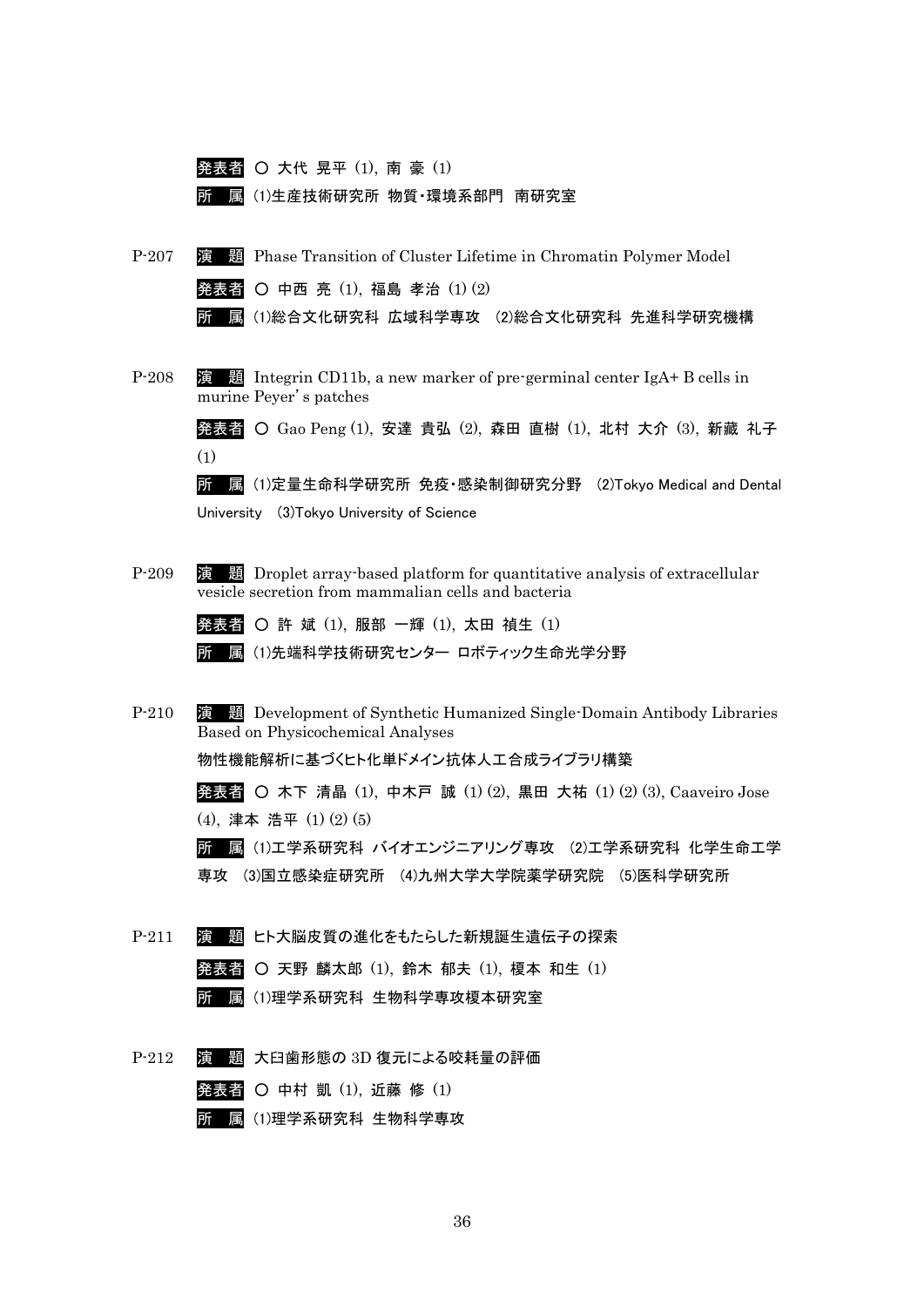**発表者** ○ 大代 晃平 (1), 南 豪 (1)

**所　属** (1)生産技術研究所 物質・環境系部門 南研究室

P-207 **演　題** Phase Transition of Cluster Lifetime in Chromatin Polymer Model

**発表者** ○ 中西 亮 (1), 福島 孝治 (1) (2)

**所　属** (1)総合文化研究科 広域科学専攻 (2)総合文化研究科 先進科学研究機構

P-208 **演　題** Integrin CD11b, a new marker of pre-germinal center IgA+ B cells in murine Peyer's patches

**発表者** ○ Gao Peng (1), 安達 貴弘 (2), 森田 直樹 (1), 北村 大介 (3), 新藏 礼子 (1)

**所　属** (1)定量生命科学研究所 免疫・感染制御研究分野 (2)Tokyo Medical and Dental University (3)Tokyo University of Science

P-209 **演　題** Droplet array-based platform for quantitative analysis of extracellular vesicle secretion from mammalian cells and bacteria

**発表者** ○ 許 斌 (1), 服部 一輝 (1), 太田 禎生 (1)

**所　属** (1)先端科学技術研究センター ロボティック生命光学分野

P-210 **演　題** Development of Synthetic Humanized Single-Domain Antibody Libraries Based on Physicochemical Analyses

物性機能解析に基づくヒト化単ドメイン抗体人工合成ライブラリ構築

**発表者** ○ 木下 清晶 (1), 中木戸 誠 (1) (2), 黒田 大祐 (1) (2) (3), Caaveiro Jose (4), 津本 浩平 (1) (2) (5)

**所　属** (1)工学系研究科 バイオエンジニアリング専攻 (2)工学系研究科 化学生命工学専攻 (3)国立感染症研究所 (4)九州大学大学院薬学研究院 (5)医科学研究所

P-211 **演　題** ヒト大脳皮質の進化をもたらした新規誕生遺伝子の探索

**発表者** ○ 天野 麟太郎 (1), 鈴木 郁夫 (1), 榎本 和生 (1)

**所　属** (1)理学系研究科 生物科学専攻榎本研究室

P-212 **演　題** 大臼歯形態の 3D 復元による咬耗量の評価

**発表者** ○ 中村 凱 (1), 近藤 修 (1)

**所　属** (1)理学系研究科 生物科学専攻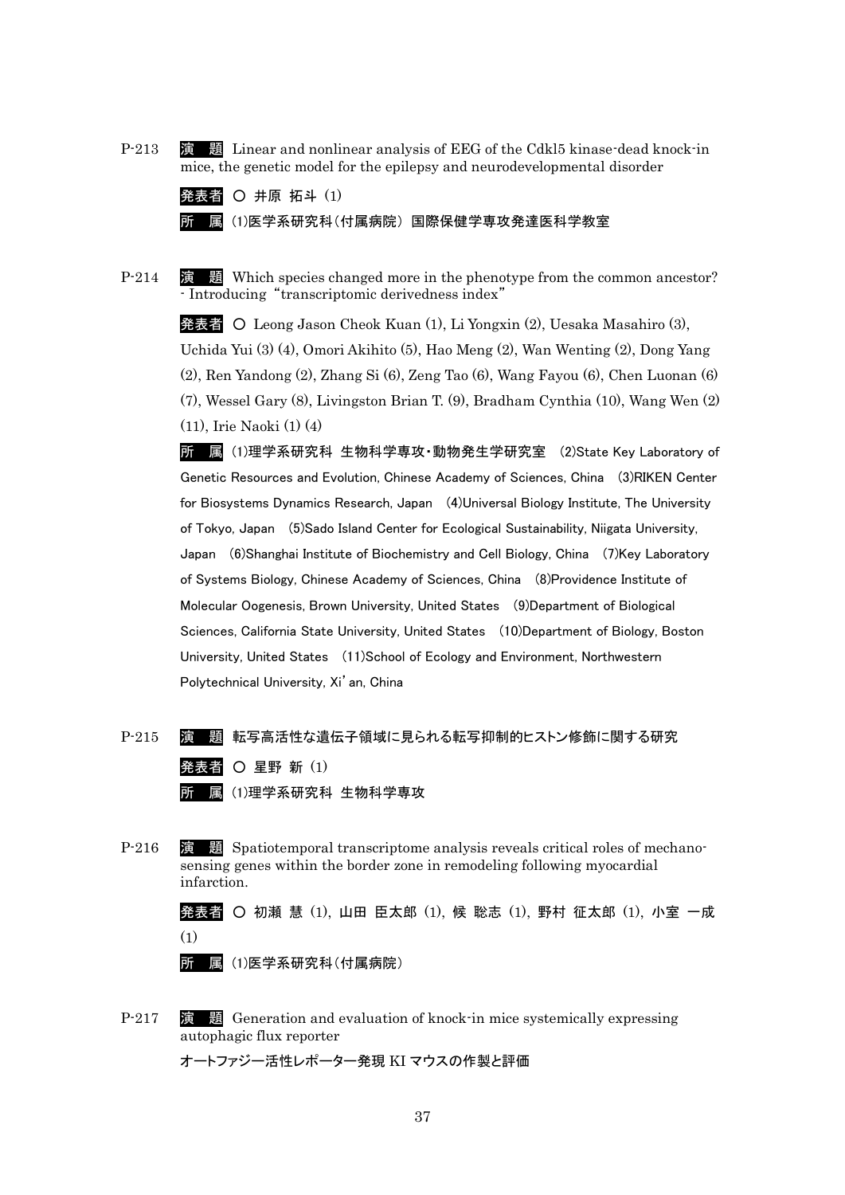P-213 **演　題** Linear and nonlinear analysis of EEG of the Cdkl5 kinase-dead knock-in mice, the genetic model for the epilepsy and neurodevelopmental disorder

**発表者** ○ 井原 拓斗 (1)

**所　属** (1)医学系研究科(付属病院) 国際保健学専攻発達医科学教室

P-214 **演　題** Which species changed more in the phenotype from the common ancestor? - Introducing "transcriptomic derivedness index"

**発表者** ○ Leong Jason Cheok Kuan (1), Li Yongxin (2), Uesaka Masahiro (3), Uchida Yui (3) (4), Omori Akihito (5), Hao Meng (2), Wan Wenting (2), Dong Yang (2), Ren Yandong (2), Zhang Si (6), Zeng Tao (6), Wang Fayou (6), Chen Luonan (6) (7), Wessel Gary (8), Livingston Brian T. (9), Bradham Cynthia (10), Wang Wen (2) (11), Irie Naoki (1) (4)

**所　属** (1)理学系研究科 生物科学専攻・動物発生学研究室 (2)State Key Laboratory of Genetic Resources and Evolution, Chinese Academy of Sciences, China (3)RIKEN Center for Biosystems Dynamics Research, Japan (4)Universal Biology Institute, The University of Tokyo, Japan (5)Sado Island Center for Ecological Sustainability, Niigata University, Japan (6)Shanghai Institute of Biochemistry and Cell Biology, China (7)Key Laboratory of Systems Biology, Chinese Academy of Sciences, China (8)Providence Institute of Molecular Oogenesis, Brown University, United States (9)Department of Biological Sciences, California State University, United States (10)Department of Biology, Boston University, United States (11)School of Ecology and Environment, Northwestern Polytechnical University, Xi'an, China

P-215 **演　題** 転写高活性な遺伝子領域に見られる転写抑制的ヒストン修飾に関する研究

**発表者** ○ 星野 新 (1)

**所　属** (1)理学系研究科 生物科学専攻

P-216 **演　題** Spatiotemporal transcriptome analysis reveals critical roles of mechano-sensing genes within the border zone in remodeling following myocardial infarction.

**発表者** ○ 初瀬 慧 (1), 山田 臣太郎 (1), 候 聡志 (1), 野村 征太郎 (1), 小室 一成 (1)

**所　属** (1)医学系研究科(付属病院)

P-217 **演　題** Generation and evaluation of knock-in mice systemically expressing autophagic flux reporter

オートファジー活性レポーター発現 KI マウスの作製と評価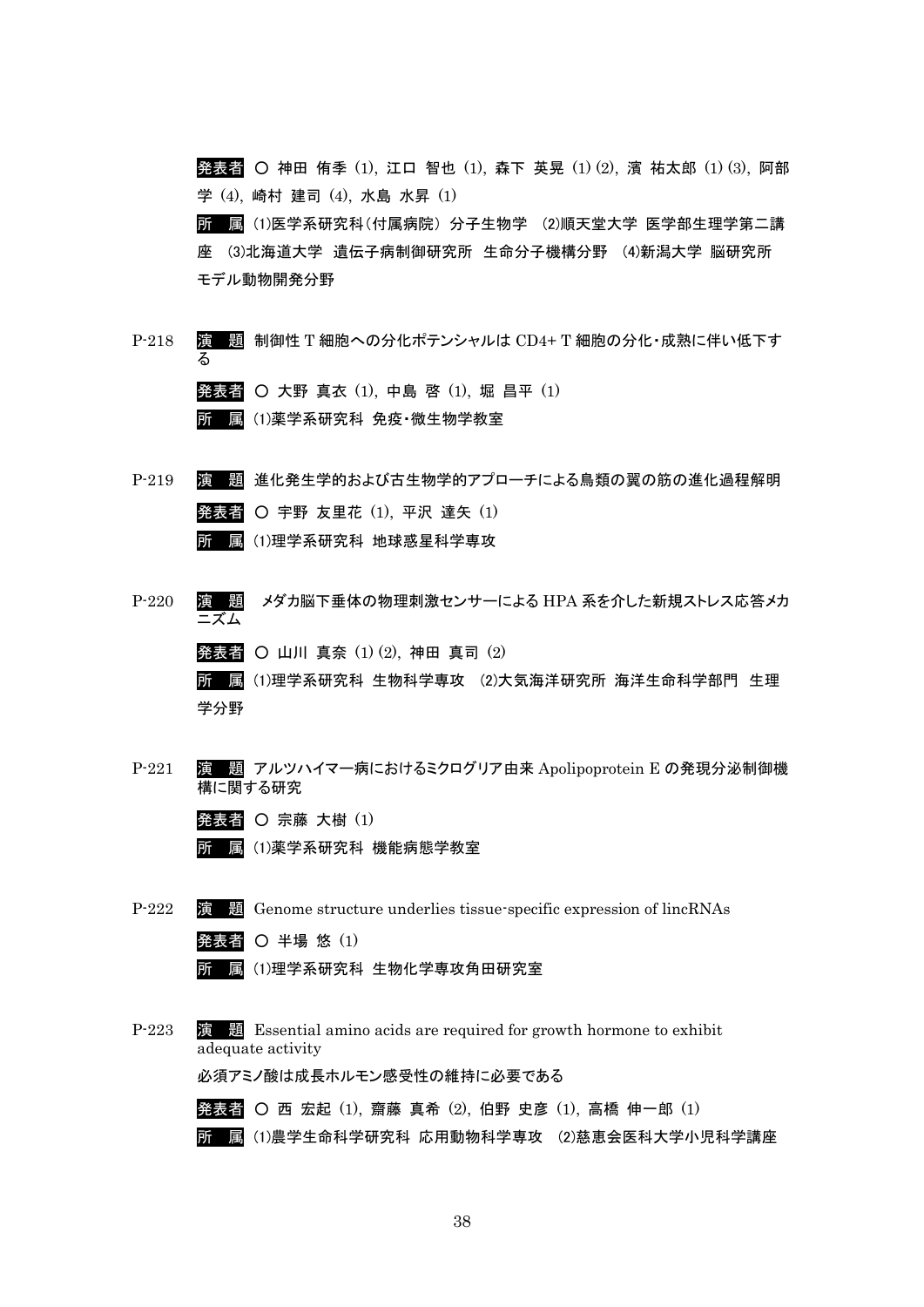発表者 ○ 神田 侑季 (1), 江口 智也 (1), 森下 英晃 (1) (2), 濱 祐太郎 (1) (3), 阿部 学 (4), 崎村 建司 (4), 水島 水昇 (1)

所 属 (1)医学系研究科(付属病院) 分子生物学 (2)順天堂大学 医学部生理学第二講座 (3)北海道大学 遺伝子病制御研究所 生命分子機構分野 (4)新潟大学 脳研究所 モデル動物開発分野

P-218 演 題 制御性 T 細胞への分化ポテンシャルは CD4+ T 細胞の分化・成熟に伴い低下する

発表者 ○ 大野 真衣 (1), 中島 啓 (1), 堀 昌平 (1)

所 属 (1)薬学系研究科 免疫・微生物学教室

P-219 演 題 進化発生学的および古生物学的アプローチによる鳥類の翼の筋の進化過程解明

発表者 ○ 宇野 友里花 (1), 平沢 達矢 (1)

所 属 (1)理学系研究科 地球惑星科学専攻

P-220 演 題 メダカ脳下垂体の物理刺激センサーによる HPA 系を介した新規ストレス応答メカニズム

発表者 ○ 山川 真奈 (1) (2), 神田 真司 (2)

所 属 (1)理学系研究科 生物科学専攻 (2)大気海洋研究所 海洋生命科学部門 生理学分野

P-221 演 題 アルツハイマー病におけるミクログリア由来 Apolipoprotein E の発現分泌制御機構に関する研究

発表者 ○ 宗藤 大樹 (1)

所 属 (1)薬学系研究科 機能病態学教室

P-222 演 題 Genome structure underlies tissue-specific expression of lincRNAs

発表者 ○ 半場 悠 (1)

所 属 (1)理学系研究科 生物化学専攻角田研究室

P-223 演 題 Essential amino acids are required for growth hormone to exhibit adequate activity

必須アミノ酸は成長ホルモン感受性の維持に必要である

発表者 ○ 西 宏起 (1), 齋藤 真希 (2), 伯野 史彦 (1), 高橋 伸一郎 (1)

所 属 (1)農学生命科学研究科 応用動物科学専攻 (2)慈恵会医科大学小児科学講座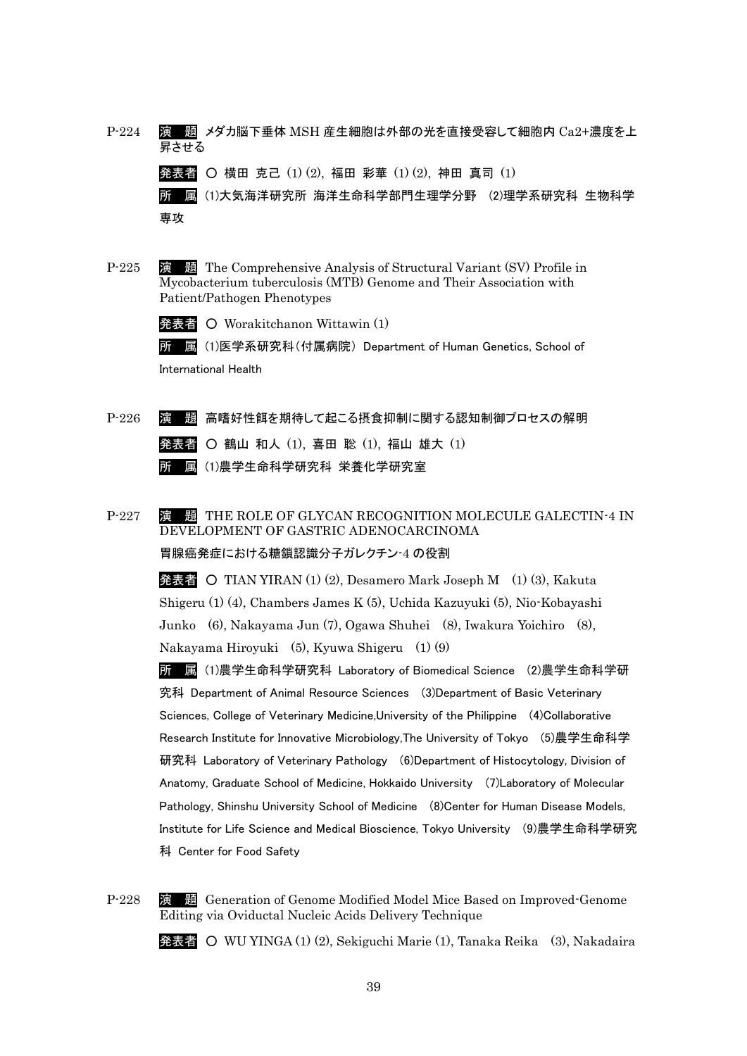P-224 **演　題** メダカ脳下垂体 MSH 産生細胞は外部の光を直接受容して細胞内 Ca2+濃度を上昇させる

**発表者** ○ 横田 克己 (1) (2), 福田 彩華 (1) (2), 神田 真司 (1)

**所　属** (1)大気海洋研究所 海洋生命科学部門生理学分野 (2)理学系研究科 生物科学専攻

P-225 **演　題** The Comprehensive Analysis of Structural Variant (SV) Profile in Mycobacterium tuberculosis (MTB) Genome and Their Association with Patient/Pathogen Phenotypes

**発表者** ○ Worakitchanon Wittawin (1)

**所　属** (1)医学系研究科(付属病院) Department of Human Genetics, School of International Health

P-226 **演　題** 高嗜好性餌を期待して起こる摂食抑制に関する認知制御プロセスの解明

**発表者** ○ 鶴山 和人 (1), 喜田 聡 (1), 福山 雄大 (1)

**所　属** (1)農学生命科学研究科 栄養化学研究室

P-227 **演　題** THE ROLE OF GLYCAN RECOGNITION MOLECULE GALECTIN-4 IN DEVELOPMENT OF GASTRIC ADENOCARCINOMA

胃腺癌発症における糖鎖認識分子ガレクチン-4 の役割

**発表者** ○ TIAN YIRAN (1) (2), Desamero Mark Joseph M (1) (3), Kakuta Shigeru (1) (4), Chambers James K (5), Uchida Kazuyuki (5), Nio-Kobayashi Junko (6), Nakayama Jun (7), Ogawa Shuhei (8), Iwakura Yoichiro (8), Nakayama Hiroyuki (5), Kyuwa Shigeru (1) (9)

**所　属** (1)農学生命科学研究科 Laboratory of Biomedical Science (2)農学生命科学研究科 Department of Animal Resource Sciences (3)Department of Basic Veterinary Sciences, College of Veterinary Medicine,University of the Philippine (4)Collaborative Research Institute for Innovative Microbiology,The University of Tokyo (5)農学生命科学研究科 Laboratory of Veterinary Pathology (6)Department of Histocytology, Division of Anatomy, Graduate School of Medicine, Hokkaido University (7)Laboratory of Molecular Pathology, Shinshu University School of Medicine (8)Center for Human Disease Models, Institute for Life Science and Medical Bioscience, Tokyo University (9)農学生命科学研究科 Center for Food Safety

P-228 **演　題** Generation of Genome Modified Model Mice Based on Improved-Genome Editing via Oviductal Nucleic Acids Delivery Technique

**発表者** ○ WU YINGA (1) (2), Sekiguchi Marie (1), Tanaka Reika (3), Nakadaira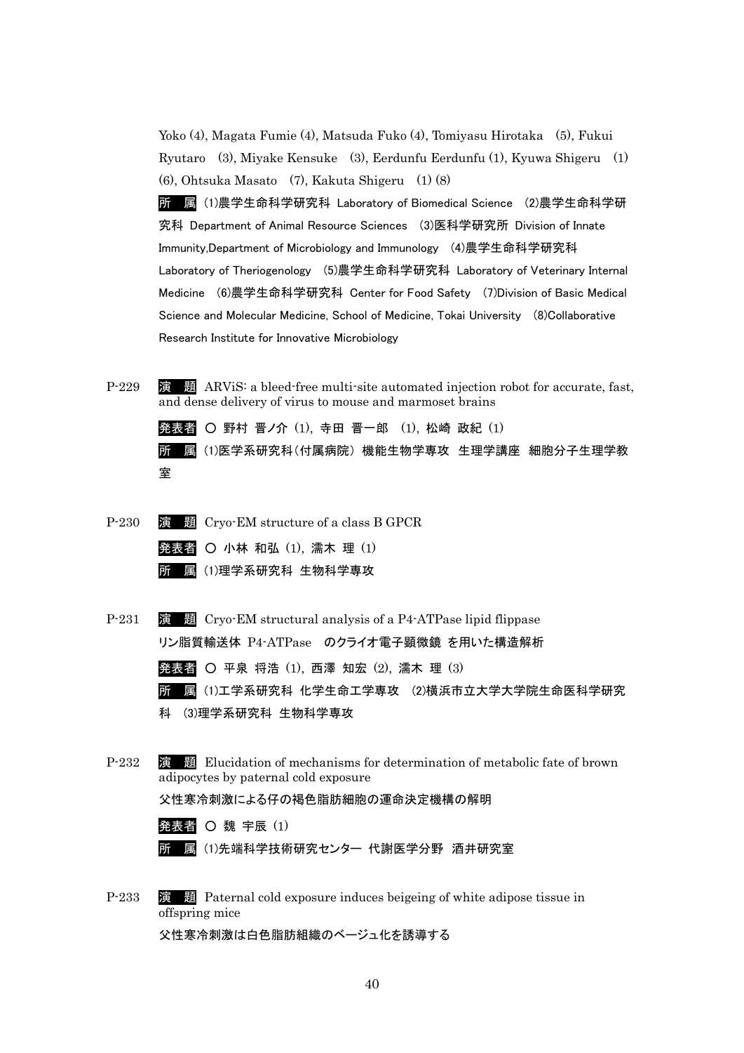Yoko (4), Magata Fumie (4), Matsuda Fuko (4), Tomiyasu Hirotaka (5), Fukui Ryutaro (3), Miyake Kensuke (3), Eerdunfu Eerdunfu (1), Kyuwa Shigeru (1) (6), Ohtsuka Masato (7), Kakuta Shigeru (1) (8)

**所　属** (1)農学生命科学研究科 Laboratory of Biomedical Science (2)農学生命科学研究科 Department of Animal Resource Sciences (3)医科学研究所 Division of Innate Immunity,Department of Microbiology and Immunology (4)農学生命科学研究科 Laboratory of Theriogenology (5)農学生命科学研究科 Laboratory of Veterinary Internal Medicine (6)農学生命科学研究科 Center for Food Safety (7)Division of Basic Medical Science and Molecular Medicine, School of Medicine, Tokai University (8)Collaborative Research Institute for Innovative Microbiology

P-229 **演　題** ARViS: a bleed-free multi-site automated injection robot for accurate, fast, and dense delivery of virus to mouse and marmoset brains

**発表者** ○ 野村 晋ノ介 (1), 寺田 晋一郎 (1), 松崎 政紀 (1)

**所　属** (1)医学系研究科(付属病院) 機能生物学専攻 生理学講座 細胞分子生理学教室

P-230 **演　題** Cryo-EM structure of a class B GPCR

**発表者** ○ 小林 和弘 (1), 濡木 理 (1)

**所　属** (1)理学系研究科 生物科学専攻

P-231 **演　題** Cryo-EM structural analysis of a P4-ATPase lipid flippase

リン脂質輸送体 P4-ATPase のクライオ電子顕微鏡 を用いた構造解析

**発表者** ○ 平泉 将浩 (1), 西澤 知宏 (2), 濡木 理 (3)

**所　属** (1)工学系研究科 化学生命工学専攻 (2)横浜市立大学大学院生命医科学研究科 (3)理学系研究科 生物科学専攻

P-232 **演　題** Elucidation of mechanisms for determination of metabolic fate of brown adipocytes by paternal cold exposure

父性寒冷刺激による仔の褐色脂肪細胞の運命決定機構の解明

**発表者** ○ 魏 宇辰 (1)

**所　属** (1)先端科学技術研究センター 代謝医学分野 酒井研究室

P-233 **演　題** Paternal cold exposure induces beigeing of white adipose tissue in offspring mice

父性寒冷刺激は白色脂肪組織のベージュ化を誘導する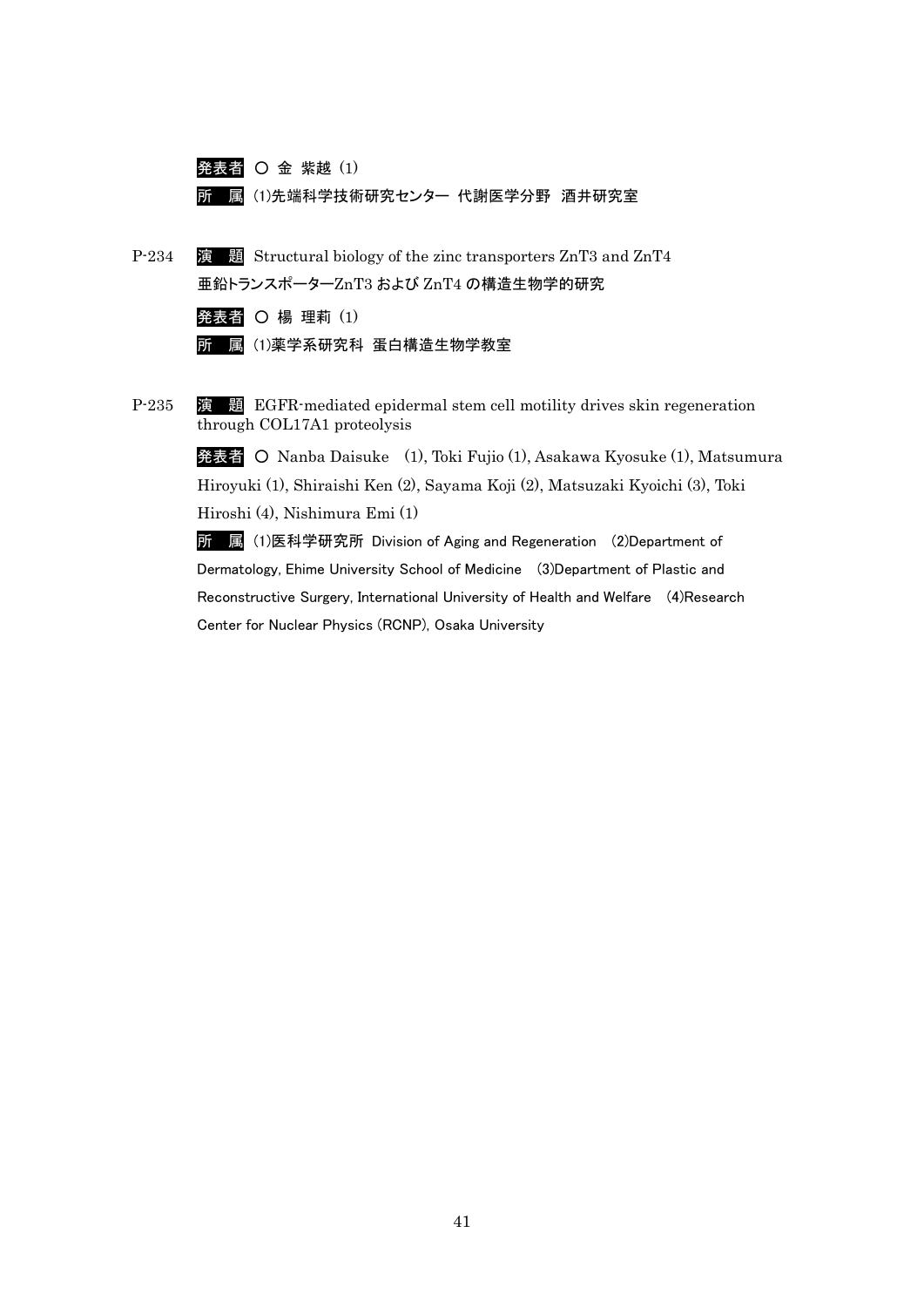**発表者** ○ 金 紫越 (1)

**所　属** (1)先端科学技術研究センター 代謝医学分野　酒井研究室

P-234　**演　題** Structural biology of the zinc transporters ZnT3 and ZnT4

亜鉛トランスポーターZnT3 および ZnT4 の構造生物学的研究

**発表者** ○ 楊 理莉 (1)

**所　属** (1)薬学系研究科 蛋白構造生物学教室

P-235　**演　題** EGFR-mediated epidermal stem cell motility drives skin regeneration through COL17A1 proteolysis

**発表者** ○ Nanba Daisuke (1), Toki Fujio (1), Asakawa Kyosuke (1), Matsumura Hiroyuki (1), Shiraishi Ken (2), Sayama Koji (2), Matsuzaki Kyoichi (3), Toki Hiroshi (4), Nishimura Emi (1)

**所　属** (1)医科学研究所 Division of Aging and Regeneration　(2)Department of Dermatology, Ehime University School of Medicine　(3)Department of Plastic and Reconstructive Surgery, International University of Health and Welfare　(4)Research Center for Nuclear Physics (RCNP), Osaka University